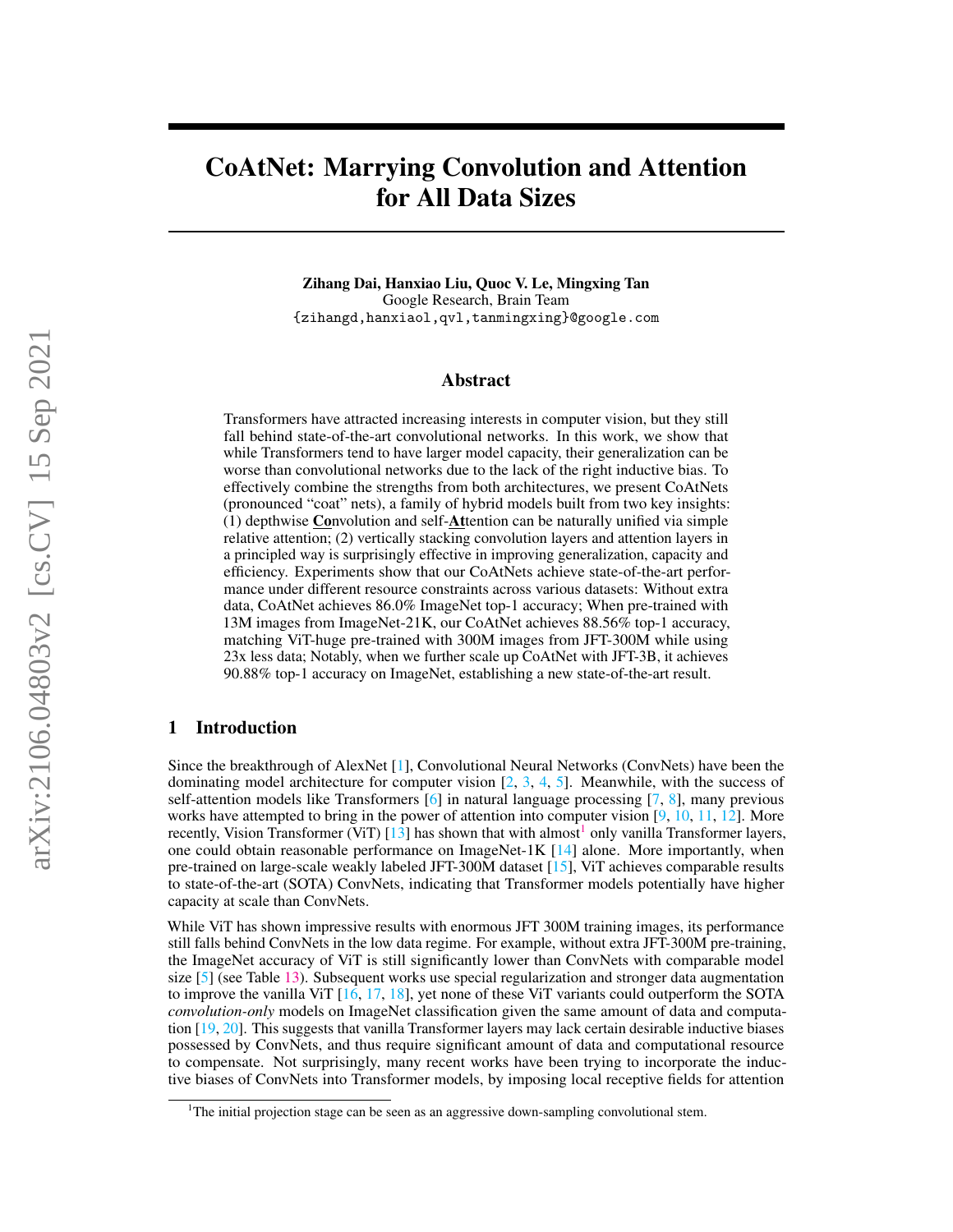# CoAtNet: Marrying Convolution and Attention for All Data Sizes

**Zihang Dai, Hanxiao Liu, Quoc V. Le, Mingxing Tan**
Google Research, Brain Team
{zihangd,hanxiaol,qvl,tanmingxing}@google.com

## Abstract

Transformers have attracted increasing interests in computer vision, but they still fall behind state-of-the-art convolutional networks. In this work, we show that while Transformers tend to have larger model capacity, their generalization can be worse than convolutional networks due to the lack of the right inductive bias. To effectively combine the strengths from both architectures, we present CoAtNets (pronounced "coat" nets), a family of hybrid models built from two key insights: (1) depthwise **Co**nvolution and self-**At**tention can be naturally unified via simple relative attention; (2) vertically stacking convolution layers and attention layers in a principled way is surprisingly effective in improving generalization, capacity and efficiency. Experiments show that our CoAtNets achieve state-of-the-art performance under different resource constraints across various datasets: Without extra data, CoAtNet achieves 86.0% ImageNet top-1 accuracy; When pre-trained with 13M images from ImageNet-21K, our CoAtNet achieves 88.56% top-1 accuracy, matching ViT-huge pre-trained with 300M images from JFT-300M while using 23x less data; Notably, when we further scale up CoAtNet with JFT-3B, it achieves 90.88% top-1 accuracy on ImageNet, establishing a new state-of-the-art result.

## 1 Introduction

Since the breakthrough of AlexNet [1], Convolutional Neural Networks (ConvNets) have been the dominating model architecture for computer vision [2, 3, 4, 5]. Meanwhile, with the success of self-attention models like Transformers [6] in natural language processing [7, 8], many previous works have attempted to bring in the power of attention into computer vision [9, 10, 11, 12]. More recently, Vision Transformer (ViT) [13] has shown that with almost[1] only vanilla Transformer layers, one could obtain reasonable performance on ImageNet-1K [14] alone. More importantly, when pre-trained on large-scale weakly labeled JFT-300M dataset [15], ViT achieves comparable results to state-of-the-art (SOTA) ConvNets, indicating that Transformer models potentially have higher capacity at scale than ConvNets.

While ViT has shown impressive results with enormous JFT 300M training images, its performance still falls behind ConvNets in the low data regime. For example, without extra JFT-300M pre-training, the ImageNet accuracy of ViT is still significantly lower than ConvNets with comparable model size [5] (see Table 13). Subsequent works use special regularization and stronger data augmentation to improve the vanilla ViT [16, 17, 18], yet none of these ViT variants could outperform the SOTA *convolution-only* models on ImageNet classification given the same amount of data and computation [19, 20]. This suggests that vanilla Transformer layers may lack certain desirable inductive biases possessed by ConvNets, and thus require significant amount of data and computational resource to compensate. Not surprisingly, many recent works have been trying to incorporate the inductive biases of ConvNets into Transformer models, by imposing local receptive fields for attention

[1] The initial projection stage can be seen as an aggressive down-sampling convolutional stem.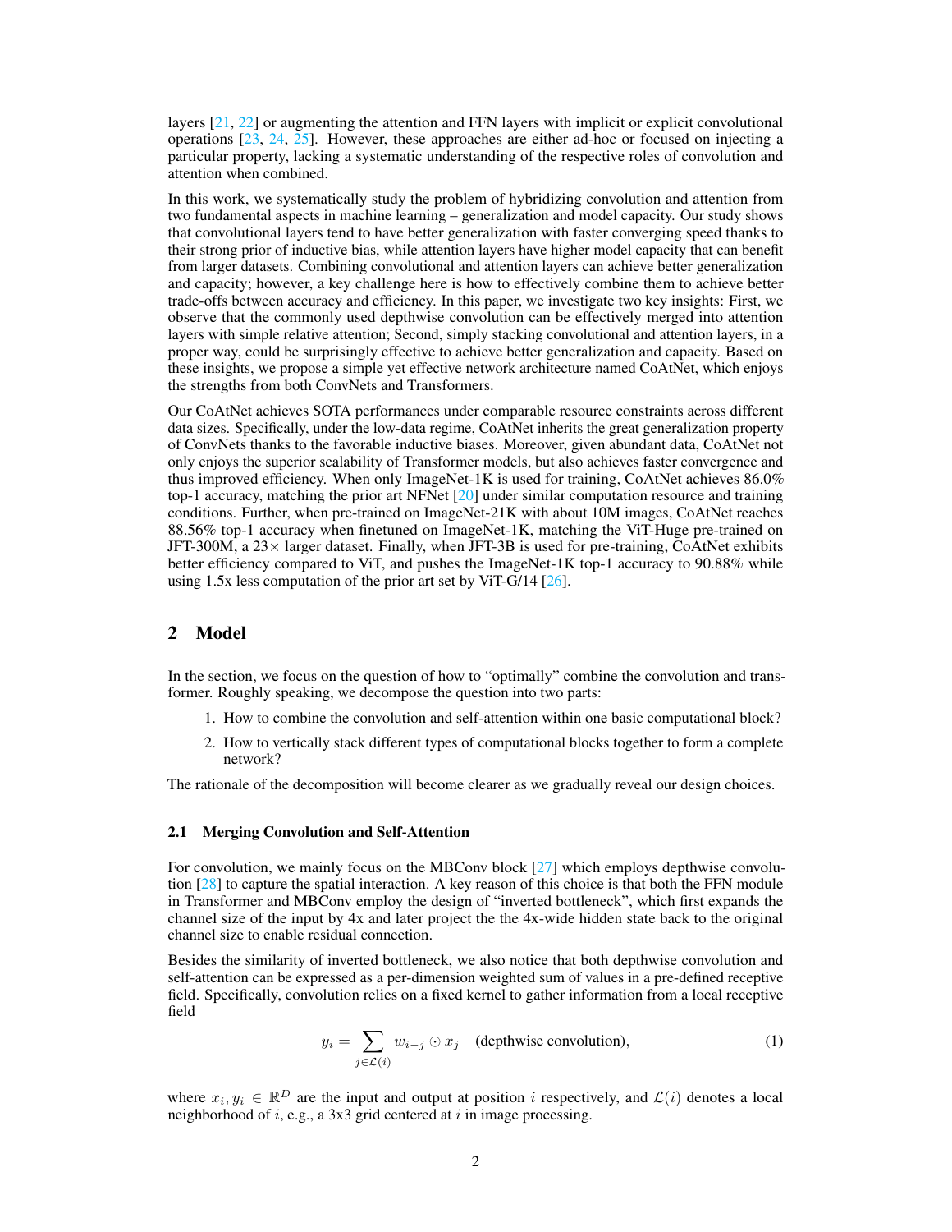layers [21, 22] or augmenting the attention and FFN layers with implicit or explicit convolutional operations [23, 24, 25]. However, these approaches are either ad-hoc or focused on injecting a particular property, lacking a systematic understanding of the respective roles of convolution and attention when combined.

In this work, we systematically study the problem of hybridizing convolution and attention from two fundamental aspects in machine learning – generalization and model capacity. Our study shows that convolutional layers tend to have better generalization with faster converging speed thanks to their strong prior of inductive bias, while attention layers have higher model capacity that can benefit from larger datasets. Combining convolutional and attention layers can achieve better generalization and capacity; however, a key challenge here is how to effectively combine them to achieve better trade-offs between accuracy and efficiency. In this paper, we investigate two key insights: First, we observe that the commonly used depthwise convolution can be effectively merged into attention layers with simple relative attention; Second, simply stacking convolutional and attention layers, in a proper way, could be surprisingly effective to achieve better generalization and capacity. Based on these insights, we propose a simple yet effective network architecture named CoAtNet, which enjoys the strengths from both ConvNets and Transformers.

Our CoAtNet achieves SOTA performances under comparable resource constraints across different data sizes. Specifically, under the low-data regime, CoAtNet inherits the great generalization property of ConvNets thanks to the favorable inductive biases. Moreover, given abundant data, CoAtNet not only enjoys the superior scalability of Transformer models, but also achieves faster convergence and thus improved efficiency. When only ImageNet-1K is used for training, CoAtNet achieves 86.0% top-1 accuracy, matching the prior art NFNet [20] under similar computation resource and training conditions. Further, when pre-trained on ImageNet-21K with about 10M images, CoAtNet reaches 88.56% top-1 accuracy when finetuned on ImageNet-1K, matching the ViT-Huge pre-trained on JFT-300M, a 23× larger dataset. Finally, when JFT-3B is used for pre-training, CoAtNet exhibits better efficiency compared to ViT, and pushes the ImageNet-1K top-1 accuracy to 90.88% while using 1.5x less computation of the prior art set by ViT-G/14 [26].

## 2 Model

In the section, we focus on the question of how to "optimally" combine the convolution and transformer. Roughly speaking, we decompose the question into two parts:

1. How to combine the convolution and self-attention within one basic computational block?
2. How to vertically stack different types of computational blocks together to form a complete network?

The rationale of the decomposition will become clearer as we gradually reveal our design choices.

### 2.1 Merging Convolution and Self-Attention

For convolution, we mainly focus on the MBConv block [27] which employs depthwise convolution [28] to capture the spatial interaction. A key reason of this choice is that both the FFN module in Transformer and MBConv employ the design of "inverted bottleneck", which first expands the channel size of the input by 4x and later project the the 4x-wide hidden state back to the original channel size to enable residual connection.

Besides the similarity of inverted bottleneck, we also notice that both depthwise convolution and self-attention can be expressed as a per-dimension weighted sum of values in a pre-defined receptive field. Specifically, convolution relies on a fixed kernel to gather information from a local receptive field

$$y_i = \sum_{j \in \mathcal{L}(i)} w_{i-j} \odot x_j \quad \text{(depthwise convolution)}, \tag{1}$$

where $x_i, y_i \in \mathbb{R}^D$ are the input and output at position $i$ respectively, and $\mathcal{L}(i)$ denotes a local neighborhood of $i$, e.g., a 3x3 grid centered at $i$ in image processing.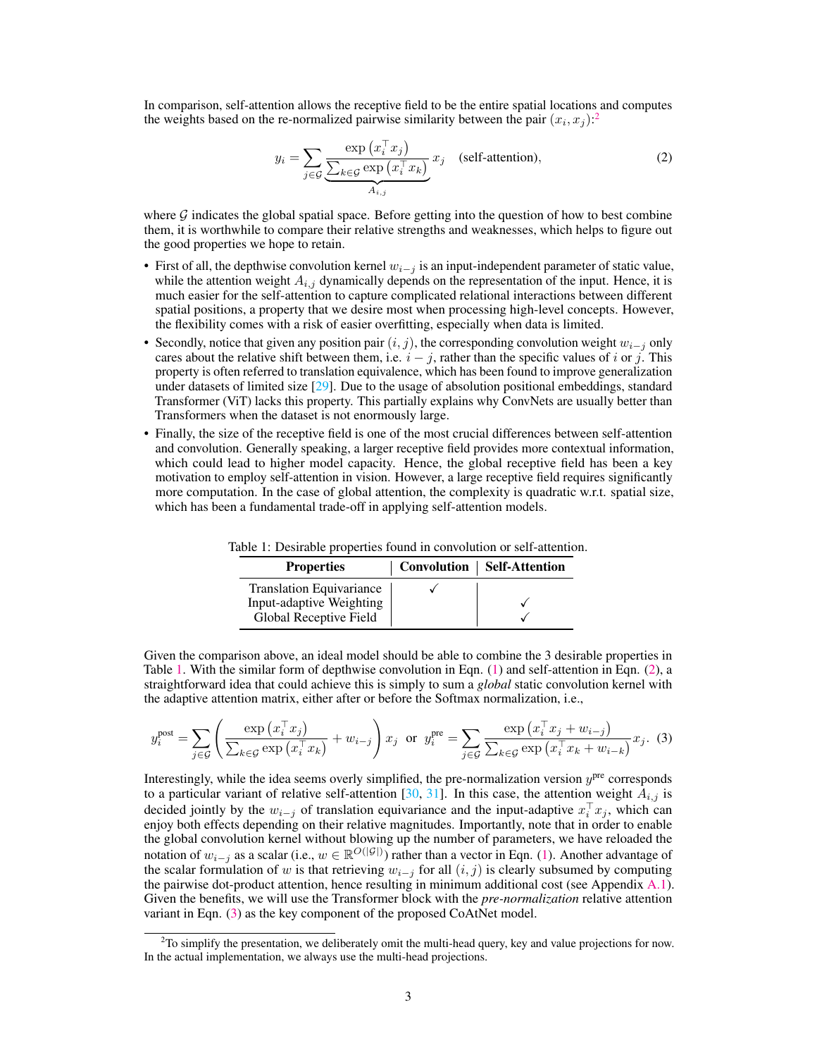In comparison, self-attention allows the receptive field to be the entire spatial locations and computes the weights based on the re-normalized pairwise similarity between the pair $(x_i, x_j)$:[2]

$$y_i = \sum_{j \in \mathcal{G}} \underbrace{\frac{\exp\left(x_i^\top x_j\right)}{\sum_{k \in \mathcal{G}} \exp\left(x_i^\top x_k\right)}}_{A_{i,j}} x_j \quad \text{(self-attention)}, \tag{2}$$

where $\mathcal{G}$ indicates the global spatial space. Before getting into the question of how to best combine them, it is worthwhile to compare their relative strengths and weaknesses, which helps to figure out the good properties we hope to retain.

- First of all, the depthwise convolution kernel $w_{i-j}$ is an input-independent parameter of static value, while the attention weight $A_{i,j}$ dynamically depends on the representation of the input. Hence, it is much easier for the self-attention to capture complicated relational interactions between different spatial positions, a property that we desire most when processing high-level concepts. However, the flexibility comes with a risk of easier overfitting, especially when data is limited.
- Secondly, notice that given any position pair $(i, j)$, the corresponding convolution weight $w_{i-j}$ only cares about the relative shift between them, i.e. $i - j$, rather than the specific values of $i$ or $j$. This property is often referred to translation equivalence, which has been found to improve generalization under datasets of limited size [29]. Due to the usage of absolution positional embeddings, standard Transformer (ViT) lacks this property. This partially explains why ConvNets are usually better than Transformers when the dataset is not enormously large.
- Finally, the size of the receptive field is one of the most crucial differences between self-attention and convolution. Generally speaking, a larger receptive field provides more contextual information, which could lead to higher model capacity. Hence, the global receptive field has been a key motivation to employ self-attention in vision. However, a large receptive field requires significantly more computation. In the case of global attention, the complexity is quadratic w.r.t. spatial size, which has been a fundamental trade-off in applying self-attention models.

Table 1: Desirable properties found in convolution or self-attention.

| Properties | Convolution | Self-Attention |
|---|---|---|
| Translation Equivariance | ✓ | |
| Input-adaptive Weighting | | ✓ |
| Global Receptive Field | | ✓ |

Given the comparison above, an ideal model should be able to combine the 3 desirable properties in Table 1. With the similar form of depthwise convolution in Eqn. (1) and self-attention in Eqn. (2), a straightforward idea that could achieve this is simply to sum a *global* static convolution kernel with the adaptive attention matrix, either after or before the Softmax normalization, i.e.,

$$y_i^{\text{post}} = \sum_{j \in \mathcal{G}} \left( \frac{\exp\left(x_i^\top x_j\right)}{\sum_{k \in \mathcal{G}} \exp\left(x_i^\top x_k\right)} + w_{i-j} \right) x_j \quad \text{or} \quad y_i^{\text{pre}} = \sum_{j \in \mathcal{G}} \frac{\exp\left(x_i^\top x_j + w_{i-j}\right)}{\sum_{k \in \mathcal{G}} \exp\left(x_i^\top x_k + w_{i-k}\right)} x_j. \tag{3}$$

Interestingly, while the idea seems overly simplified, the pre-normalization version $y^{\text{pre}}$ corresponds to a particular variant of relative self-attention [30, 31]. In this case, the attention weight $A_{i,j}$ is decided jointly by the $w_{i-j}$ of translation equivariance and the input-adaptive $x_i^\top x_j$, which can enjoy both effects depending on their relative magnitudes. Importantly, note that in order to enable the global convolution kernel without blowing up the number of parameters, we have reloaded the notation of $w_{i-j}$ as a scalar (i.e., $w \in \mathbb{R}^{O(|\mathcal{G}|)}$) rather than a vector in Eqn. (1). Another advantage of the scalar formulation of $w$ is that retrieving $w_{i-j}$ for all $(i, j)$ is clearly subsumed by computing the pairwise dot-product attention, hence resulting in minimum additional cost (see Appendix A.1). Given the benefits, we will use the Transformer block with the *pre-normalization* relative attention variant in Eqn. (3) as the key component of the proposed CoAtNet model.

[2] To simplify the presentation, we deliberately omit the multi-head query, key and value projections for now. In the actual implementation, we always use the multi-head projections.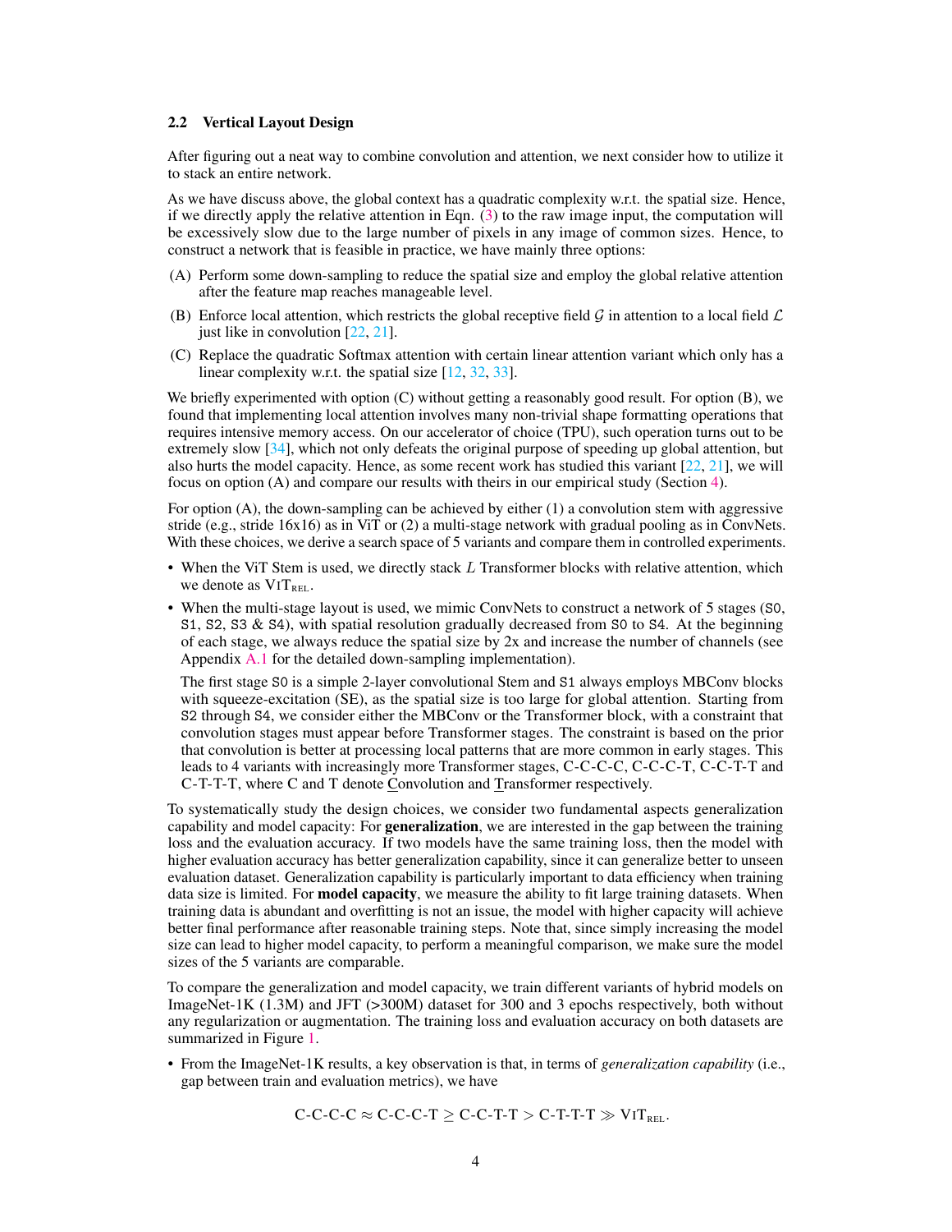### 2.2 Vertical Layout Design

After figuring out a neat way to combine convolution and attention, we next consider how to utilize it to stack an entire network.

As we have discuss above, the global context has a quadratic complexity w.r.t. the spatial size. Hence, if we directly apply the relative attention in Eqn. (3) to the raw image input, the computation will be excessively slow due to the large number of pixels in any image of common sizes. Hence, to construct a network that is feasible in practice, we have mainly three options:

(A) Perform some down-sampling to reduce the spatial size and employ the global relative attention after the feature map reaches manageable level.

(B) Enforce local attention, which restricts the global receptive field $\mathcal{G}$ in attention to a local field $\mathcal{L}$ just like in convolution [22, 21].

(C) Replace the quadratic Softmax attention with certain linear attention variant which only has a linear complexity w.r.t. the spatial size [12, 32, 33].

We briefly experimented with option (C) without getting a reasonably good result. For option (B), we found that implementing local attention involves many non-trivial shape formatting operations that requires intensive memory access. On our accelerator of choice (TPU), such operation turns out to be extremely slow [34], which not only defeats the original purpose of speeding up global attention, but also hurts the model capacity. Hence, as some recent work has studied this variant [22, 21], we will focus on option (A) and compare our results with theirs in our empirical study (Section 4).

For option (A), the down-sampling can be achieved by either (1) a convolution stem with aggressive stride (e.g., stride 16x16) as in ViT or (2) a multi-stage network with gradual pooling as in ConvNets. With these choices, we derive a search space of 5 variants and compare them in controlled experiments.

- When the ViT Stem is used, we directly stack $L$ Transformer blocks with relative attention, which we denote as ViT$_{\text{REL}}$.
- When the multi-stage layout is used, we mimic ConvNets to construct a network of 5 stages (S0, S1, S2, S3 & S4), with spatial resolution gradually decreased from S0 to S4. At the beginning of each stage, we always reduce the spatial size by 2x and increase the number of channels (see Appendix A.1 for the detailed down-sampling implementation).

  The first stage S0 is a simple 2-layer convolutional Stem and S1 always employs MBConv blocks with squeeze-excitation (SE), as the spatial size is too large for global attention. Starting from S2 through S4, we consider either the MBConv or the Transformer block, with a constraint that convolution stages must appear before Transformer stages. The constraint is based on the prior that convolution is better at processing local patterns that are more common in early stages. This leads to 4 variants with increasingly more Transformer stages, C-C-C-C, C-C-C-T, C-C-T-T and C-T-T-T, where C and T denote Convolution and Transformer respectively.

To systematically study the design choices, we consider two fundamental aspects generalization capability and model capacity: For **generalization**, we are interested in the gap between the training loss and the evaluation accuracy. If two models have the same training loss, then the model with higher evaluation accuracy has better generalization capability, since it can generalize better to unseen evaluation dataset. Generalization capability is particularly important to data efficiency when training data size is limited. For **model capacity**, we measure the ability to fit large training datasets. When training data is abundant and overfitting is not an issue, the model with higher capacity will achieve better final performance after reasonable training steps. Note that, since simply increasing the model size can lead to higher model capacity, to perform a meaningful comparison, we make sure the model sizes of the 5 variants are comparable.

To compare the generalization and model capacity, we train different variants of hybrid models on ImageNet-1K (1.3M) and JFT (>300M) dataset for 300 and 3 epochs respectively, both without any regularization or augmentation. The training loss and evaluation accuracy on both datasets are summarized in Figure 1.

- From the ImageNet-1K results, a key observation is that, in terms of *generalization capability* (i.e., gap between train and evaluation metrics), we have

$$\text{C-C-C-C} \approx \text{C-C-C-T} \geq \text{C-C-T-T} > \text{C-T-T-T} \gg \text{ViT}_{\text{REL}}.$$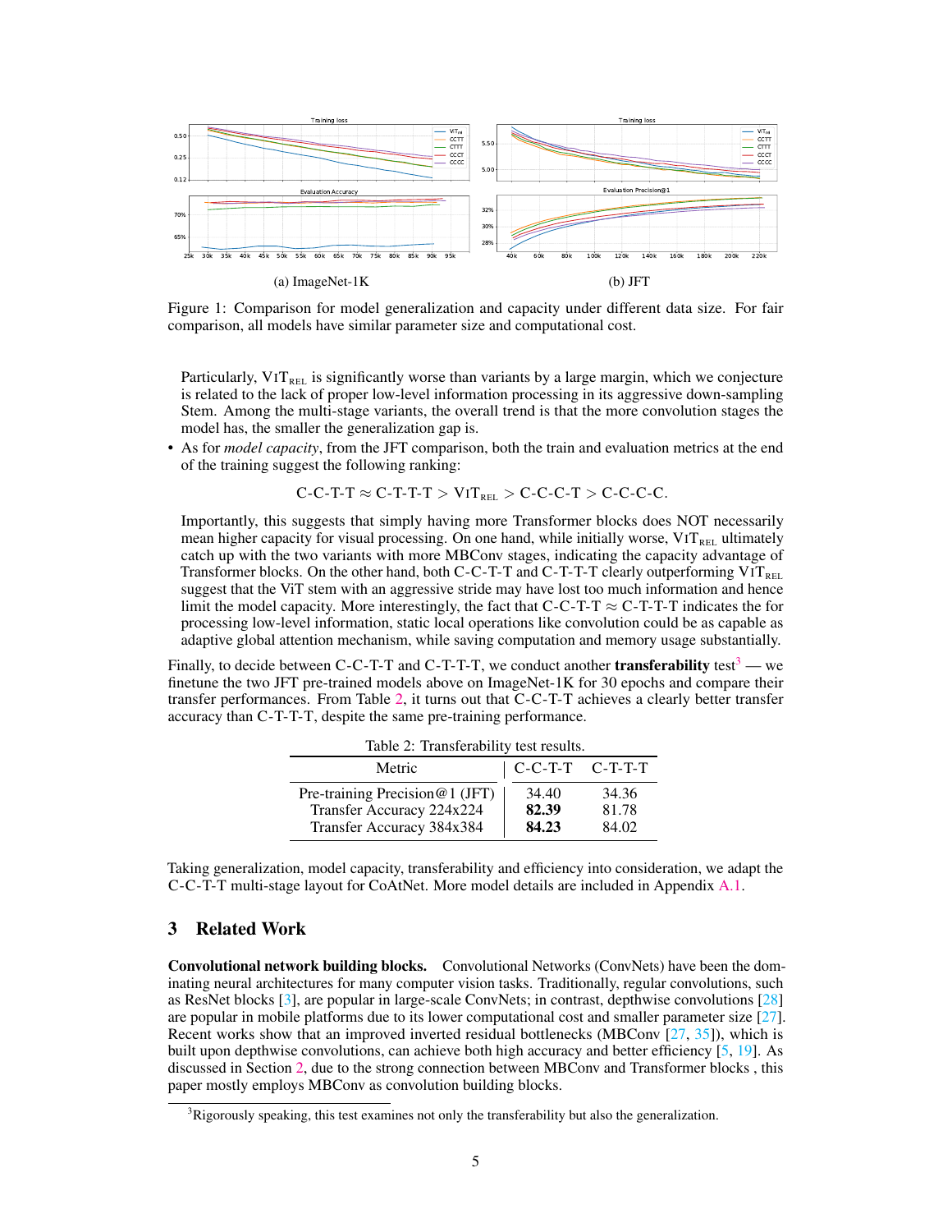(a) ImageNet-1K

(b) JFT

Figure 1: Comparison for model generalization and capacity under different data size. For fair comparison, all models have similar parameter size and computational cost.

Particularly, $\text{ViT}_{\text{REL}}$ is significantly worse than variants by a large margin, which we conjecture is related to the lack of proper low-level information processing in its aggressive down-sampling Stem. Among the multi-stage variants, the overall trend is that the more convolution stages the model has, the smaller the generalization gap is.

- As for *model capacity*, from the JFT comparison, both the train and evaluation metrics at the end of the training suggest the following ranking:

$$\text{C-C-T-T} \approx \text{C-T-T-T} > \text{ViT}_{\text{REL}} > \text{C-C-C-T} > \text{C-C-C-C}.$$

  Importantly, this suggests that simply having more Transformer blocks does NOT necessarily mean higher capacity for visual processing. On one hand, while initially worse, $\text{ViT}_{\text{REL}}$ ultimately catch up with the two variants with more MBConv stages, indicating the capacity advantage of Transformer blocks. On the other hand, both C-C-T-T and C-T-T-T clearly outperforming $\text{ViT}_{\text{REL}}$ suggest that the ViT stem with an aggressive stride may have lost too much information and hence limit the model capacity. More interestingly, the fact that C-C-T-T $\approx$ C-T-T-T indicates the for processing low-level information, static local operations like convolution could be as capable as adaptive global attention mechanism, while saving computation and memory usage substantially.

Finally, to decide between C-C-T-T and C-T-T-T, we conduct another **transferability** test[3] — we finetune the two JFT pre-trained models above on ImageNet-1K for 30 epochs and compare their transfer performances. From Table 2, it turns out that C-C-T-T achieves a clearly better transfer accuracy than C-T-T-T, despite the same pre-training performance.

Table 2: Transferability test results.

| Metric | C-C-T-T | C-T-T-T |
|---|---|---|
| Pre-training Precision@1 (JFT) | 34.40 | 34.36 |
| Transfer Accuracy 224x224 | **82.39** | 81.78 |
| Transfer Accuracy 384x384 | **84.23** | 84.02 |

Taking generalization, model capacity, transferability and efficiency into consideration, we adapt the C-C-T-T multi-stage layout for CoAtNet. More model details are included in Appendix A.1.

## 3 Related Work

**Convolutional network building blocks.** Convolutional Networks (ConvNets) have been the dominating neural architectures for many computer vision tasks. Traditionally, regular convolutions, such as ResNet blocks [3], are popular in large-scale ConvNets; in contrast, depthwise convolutions [28] are popular in mobile platforms due to its lower computational cost and smaller parameter size [27]. Recent works show that an improved inverted residual bottlenecks (MBConv [27, 35]), which is built upon depthwise convolutions, can achieve both high accuracy and better efficiency [5, 19]. As discussed in Section 2, due to the strong connection between MBConv and Transformer blocks , this paper mostly employs MBConv as convolution building blocks.

[3] Rigorously speaking, this test examines not only the transferability but also the generalization.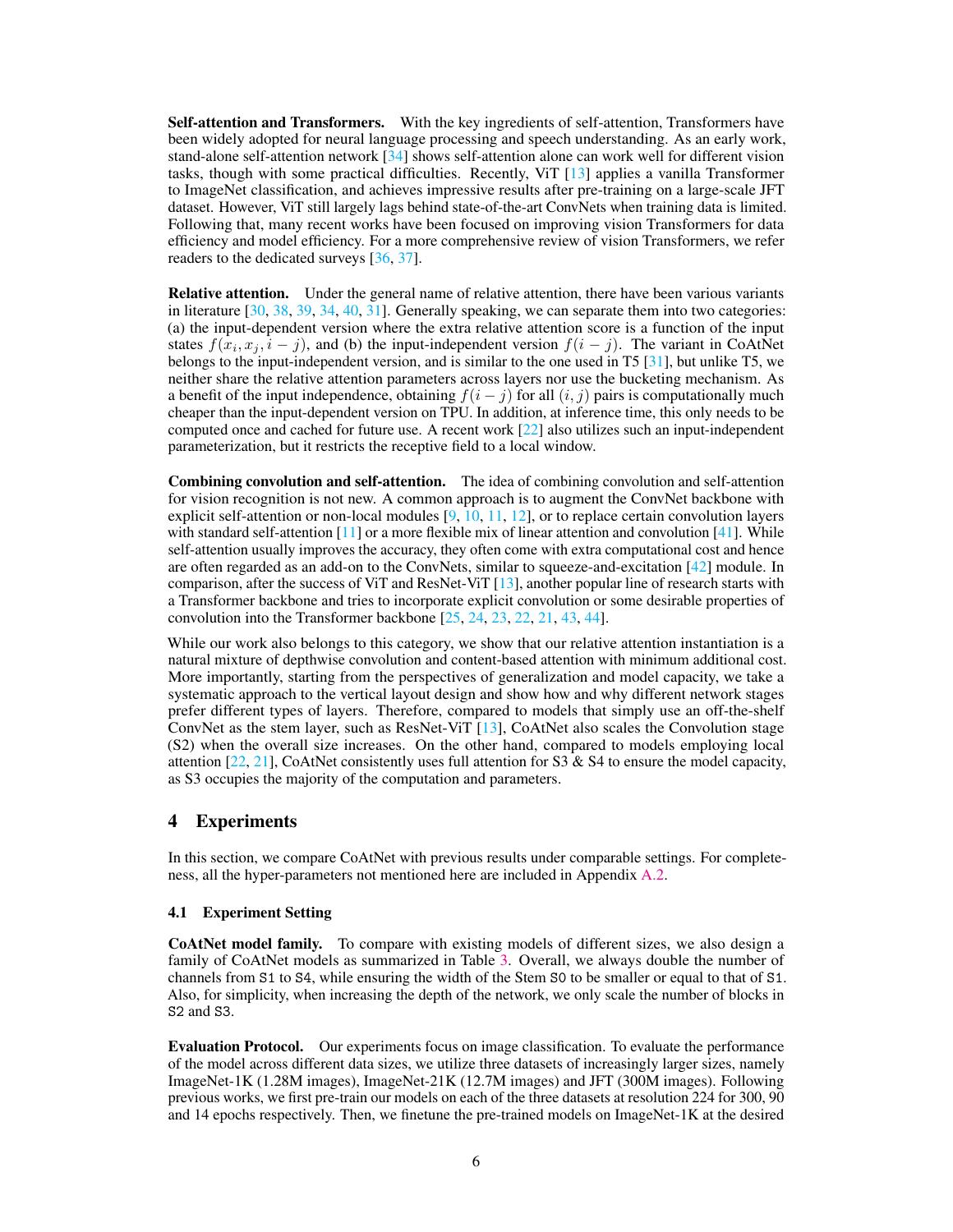**Self-attention and Transformers.** With the key ingredients of self-attention, Transformers have been widely adopted for neural language processing and speech understanding. As an early work, stand-alone self-attention network [34] shows self-attention alone can work well for different vision tasks, though with some practical difficulties. Recently, ViT [13] applies a vanilla Transformer to ImageNet classification, and achieves impressive results after pre-training on a large-scale JFT dataset. However, ViT still largely lags behind state-of-the-art ConvNets when training data is limited. Following that, many recent works have been focused on improving vision Transformers for data efficiency and model efficiency. For a more comprehensive review of vision Transformers, we refer readers to the dedicated surveys [36, 37].

**Relative attention.** Under the general name of relative attention, there have been various variants in literature [30, 38, 39, 34, 40, 31]. Generally speaking, we can separate them into two categories: (a) the input-dependent version where the extra relative attention score is a function of the input states $f(x_i, x_j, i-j)$, and (b) the input-independent version $f(i-j)$. The variant in CoAtNet belongs to the input-independent version, and is similar to the one used in T5 [31], but unlike T5, we neither share the relative attention parameters across layers nor use the bucketing mechanism. As a benefit of the input independence, obtaining $f(i-j)$ for all $(i,j)$ pairs is computationally much cheaper than the input-dependent version on TPU. In addition, at inference time, this only needs to be computed once and cached for future use. A recent work [22] also utilizes such an input-independent parameterization, but it restricts the receptive field to a local window.

**Combining convolution and self-attention.** The idea of combining convolution and self-attention for vision recognition is not new. A common approach is to augment the ConvNet backbone with explicit self-attention or non-local modules [9, 10, 11, 12], or to replace certain convolution layers with standard self-attention [11] or a more flexible mix of linear attention and convolution [41]. While self-attention usually improves the accuracy, they often come with extra computational cost and hence are often regarded as an add-on to the ConvNets, similar to squeeze-and-excitation [42] module. In comparison, after the success of ViT and ResNet-ViT [13], another popular line of research starts with a Transformer backbone and tries to incorporate explicit convolution or some desirable properties of convolution into the Transformer backbone [25, 24, 23, 22, 21, 43, 44].

While our work also belongs to this category, we show that our relative attention instantiation is a natural mixture of depthwise convolution and content-based attention with minimum additional cost. More importantly, starting from the perspectives of generalization and model capacity, we take a systematic approach to the vertical layout design and show how and why different network stages prefer different types of layers. Therefore, compared to models that simply use an off-the-shelf ConvNet as the stem layer, such as ResNet-ViT [13], CoAtNet also scales the Convolution stage (S2) when the overall size increases. On the other hand, compared to models employing local attention [22, 21], CoAtNet consistently uses full attention for S3 & S4 to ensure the model capacity, as S3 occupies the majority of the computation and parameters.

## 4 Experiments

In this section, we compare CoAtNet with previous results under comparable settings. For completeness, all the hyper-parameters not mentioned here are included in Appendix A.2.

### 4.1 Experiment Setting

**CoAtNet model family.** To compare with existing models of different sizes, we also design a family of CoAtNet models as summarized in Table 3. Overall, we always double the number of channels from S1 to S4, while ensuring the width of the Stem S0 to be smaller or equal to that of S1. Also, for simplicity, when increasing the depth of the network, we only scale the number of blocks in S2 and S3.

**Evaluation Protocol.** Our experiments focus on image classification. To evaluate the performance of the model across different data sizes, we utilize three datasets of increasingly larger sizes, namely ImageNet-1K (1.28M images), ImageNet-21K (12.7M images) and JFT (300M images). Following previous works, we first pre-train our models on each of the three datasets at resolution 224 for 300, 90 and 14 epochs respectively. Then, we finetune the pre-trained models on ImageNet-1K at the desired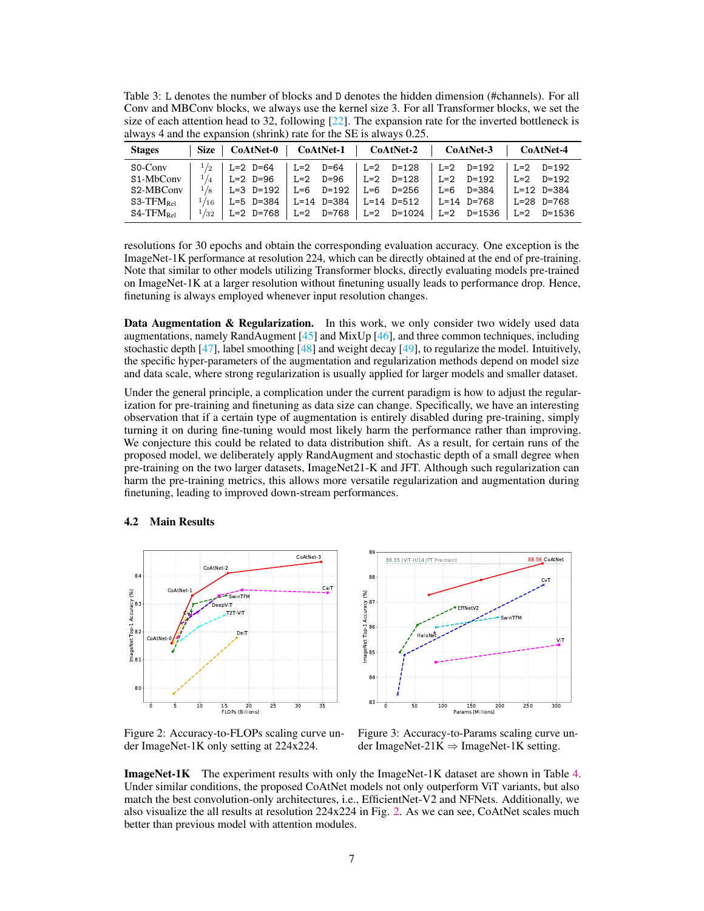Table 3: L denotes the number of blocks and D denotes the hidden dimension (#channels). For all Conv and MBConv blocks, we always use the kernel size 3. For all Transformer blocks, we set the size of each attention head to 32, following [22]. The expansion rate for the inverted bottleneck is always 4 and the expansion (shrink) rate for the SE is always 0.25.

| Stages | Size | CoAtNet-0 | CoAtNet-1 | CoAtNet-2 | CoAtNet-3 | CoAtNet-4 |
|---|---|---|---|---|---|---|
| S0-Conv | 1/2 | L=2 D=64 | L=2 D=64 | L=2 D=128 | L=2 D=192 | L=2 D=192 |
| S1-MbConv | 1/4 | L=2 D=96 | L=2 D=96 | L=2 D=128 | L=2 D=192 | L=2 D=192 |
| S2-MBConv | 1/8 | L=3 D=192 | L=6 D=192 | L=6 D=256 | L=6 D=384 | L=12 D=384 |
| S3-$\text{TFM}_{\text{Rel}}$ | 1/16 | L=5 D=384 | L=14 D=384 | L=14 D=512 | L=14 D=768 | L=28 D=768 |
| S4-$\text{TFM}_{\text{Rel}}$ | 1/32 | L=2 D=768 | L=2 D=768 | L=2 D=1024 | L=2 D=1536 | L=2 D=1536 |

resolutions for 30 epochs and obtain the corresponding evaluation accuracy. One exception is the ImageNet-1K performance at resolution 224, which can be directly obtained at the end of pre-training. Note that similar to other models utilizing Transformer blocks, directly evaluating models pre-trained on ImageNet-1K at a larger resolution without finetuning usually leads to performance drop. Hence, finetuning is always employed whenever input resolution changes.

**Data Augmentation & Regularization.** In this work, we only consider two widely used data augmentations, namely RandAugment [45] and MixUp [46], and three common techniques, including stochastic depth [47], label smoothing [48] and weight decay [49], to regularize the model. Intuitively, the specific hyper-parameters of the augmentation and regularization methods depend on model size and data scale, where strong regularization is usually applied for larger models and smaller dataset.

Under the general principle, a complication under the current paradigm is how to adjust the regularization for pre-training and finetuning as data size can change. Specifically, we have an interesting observation that if a certain type of augmentation is entirely disabled during pre-training, simply turning it on during fine-tuning would most likely harm the performance rather than improving. We conjecture this could be related to data distribution shift. As a result, for certain runs of the proposed model, we deliberately apply RandAugment and stochastic depth of a small degree when pre-training on the two larger datasets, ImageNet21-K and JFT. Although such regularization can harm the pre-training metrics, this allows more versatile regularization and augmentation during finetuning, leading to improved down-stream performances.

### 4.2 Main Results

Figure 2: Accuracy-to-FLOPs scaling curve under ImageNet-1K only setting at 224x224.

Figure 3: Accuracy-to-Params scaling curve under ImageNet-21K ⇒ ImageNet-1K setting.

**ImageNet-1K** The experiment results with only the ImageNet-1K dataset are shown in Table 4. Under similar conditions, the proposed CoAtNet models not only outperform ViT variants, but also match the best convolution-only architectures, i.e., EfficientNet-V2 and NFNets. Additionally, we also visualize the all results at resolution 224x224 in Fig. 2. As we can see, CoAtNet scales much better than previous model with attention modules.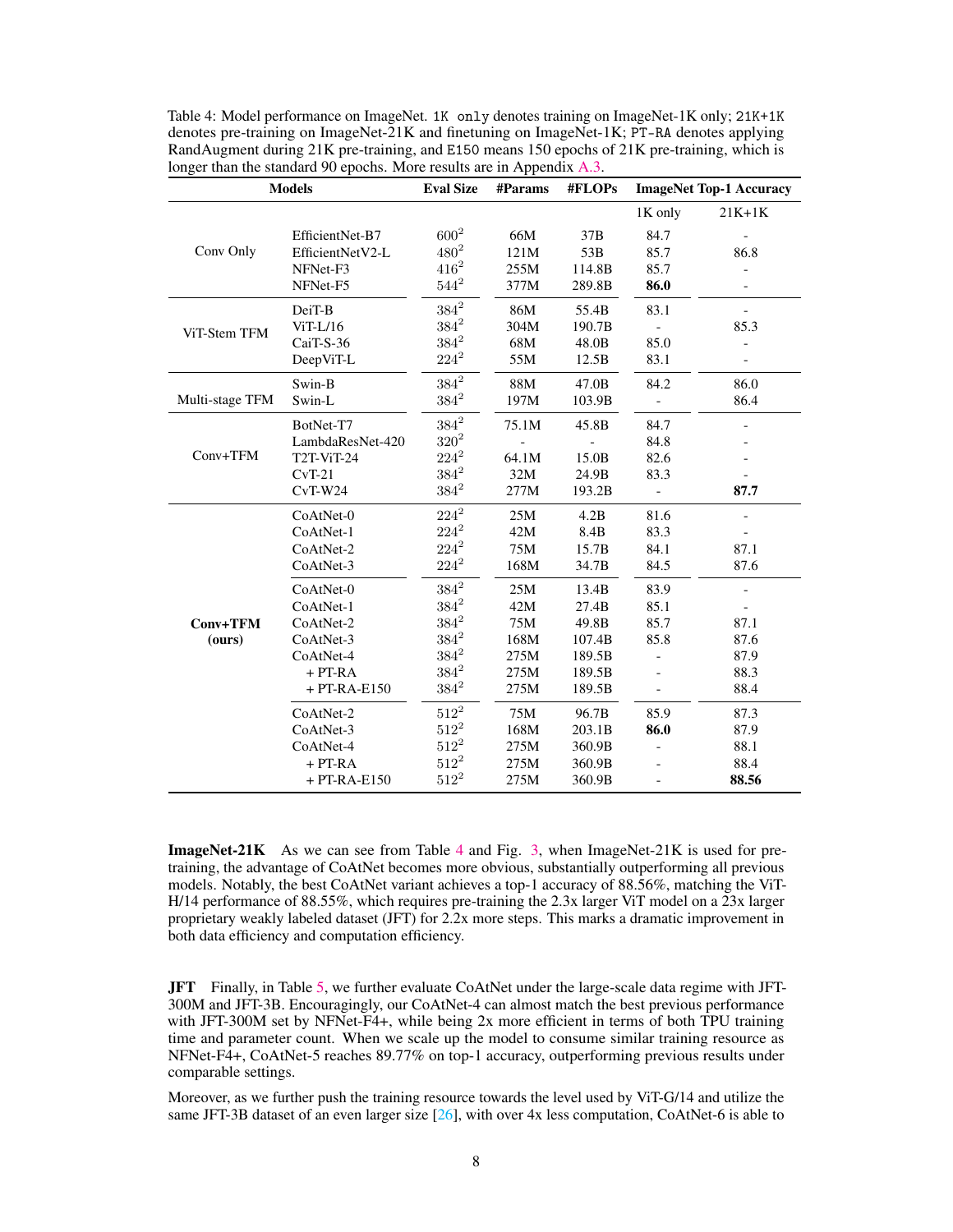Table 4: Model performance on ImageNet. `1K only` denotes training on ImageNet-1K only; `21K+1K` denotes pre-training on ImageNet-21K and finetuning on ImageNet-1K; `PT-RA` denotes applying RandAugment during 21K pre-training, and `E150` means 150 epochs of 21K pre-training, which is longer than the standard 90 epochs. More results are in Appendix A.3.

| Models | | Eval Size | #Params | #FLOPs | ImageNet Top-1 Accuracy | |
|---|---|---|---|---|---|---|
| | | | | | 1K only | 21K+1K |
| Conv Only | EfficientNet-B7 | $600^2$ | 66M | 37B | 84.7 | - |
| | EfficientNetV2-L | $480^2$ | 121M | 53B | 85.7 | 86.8 |
| | NFNet-F3 | $416^2$ | 255M | 114.8B | 85.7 | - |
| | NFNet-F5 | $544^2$ | 377M | 289.8B | **86.0** | - |
| ViT-Stem TFM | DeiT-B | $384^2$ | 86M | 55.4B | 83.1 | - |
| | ViT-L/16 | $384^2$ | 304M | 190.7B | - | 85.3 |
| | CaiT-S-36 | $384^2$ | 68M | 48.0B | 85.0 | - |
| | DeepViT-L | $224^2$ | 55M | 12.5B | 83.1 | - |
| Multi-stage TFM | Swin-B | $384^2$ | 88M | 47.0B | 84.2 | 86.0 |
| | Swin-L | $384^2$ | 197M | 103.9B | - | 86.4 |
| Conv+TFM | BotNet-T7 | $384^2$ | 75.1M | 45.8B | 84.7 | - |
| | LambdaResNet-420 | $320^2$ | - | - | 84.8 | - |
| | T2T-ViT-24 | $224^2$ | 64.1M | 15.0B | 82.6 | - |
| | CvT-21 | $384^2$ | 32M | 24.9B | 83.3 | - |
| | CvT-W24 | $384^2$ | 277M | 193.2B | - | **87.7** |
| **Conv+TFM (ours)** | CoAtNet-0 | $224^2$ | 25M | 4.2B | 81.6 | - |
| | CoAtNet-1 | $224^2$ | 42M | 8.4B | 83.3 | - |
| | CoAtNet-2 | $224^2$ | 75M | 15.7B | 84.1 | 87.1 |
| | CoAtNet-3 | $224^2$ | 168M | 34.7B | 84.5 | 87.6 |
| | CoAtNet-0 | $384^2$ | 25M | 13.4B | 83.9 | - |
| | CoAtNet-1 | $384^2$ | 42M | 27.4B | 85.1 | - |
| | CoAtNet-2 | $384^2$ | 75M | 49.8B | 85.7 | 87.1 |
| | CoAtNet-3 | $384^2$ | 168M | 107.4B | 85.8 | 87.6 |
| | CoAtNet-4 | $384^2$ | 275M | 189.5B | - | 87.9 |
| | + PT-RA | $384^2$ | 275M | 189.5B | - | 88.3 |
| | + PT-RA-E150 | $384^2$ | 275M | 189.5B | - | 88.4 |
| | CoAtNet-2 | $512^2$ | 75M | 96.7B | 85.9 | 87.3 |
| | CoAtNet-3 | $512^2$ | 168M | 203.1B | **86.0** | 87.9 |
| | CoAtNet-4 | $512^2$ | 275M | 360.9B | - | 88.1 |
| | + PT-RA | $512^2$ | 275M | 360.9B | - | 88.4 |
| | + PT-RA-E150 | $512^2$ | 275M | 360.9B | - | **88.56** |

**ImageNet-21K** As we can see from Table 4 and Fig. 3, when ImageNet-21K is used for pre-training, the advantage of CoAtNet becomes more obvious, substantially outperforming all previous models. Notably, the best CoAtNet variant achieves a top-1 accuracy of 88.56%, matching the ViT-H/14 performance of 88.55%, which requires pre-training the 2.3x larger ViT model on a 23x larger proprietary weakly labeled dataset (JFT) for 2.2x more steps. This marks a dramatic improvement in both data efficiency and computation efficiency.

**JFT** Finally, in Table 5, we further evaluate CoAtNet under the large-scale data regime with JFT-300M and JFT-3B. Encouragingly, our CoAtNet-4 can almost match the best previous performance with JFT-300M set by NFNet-F4+, while being 2x more efficient in terms of both TPU training time and parameter count. When we scale up the model to consume similar training resource as NFNet-F4+, CoAtNet-5 reaches 89.77% on top-1 accuracy, outperforming previous results under comparable settings.

Moreover, as we further push the training resource towards the level used by ViT-G/14 and utilize the same JFT-3B dataset of an even larger size [26], with over 4x less computation, CoAtNet-6 is able to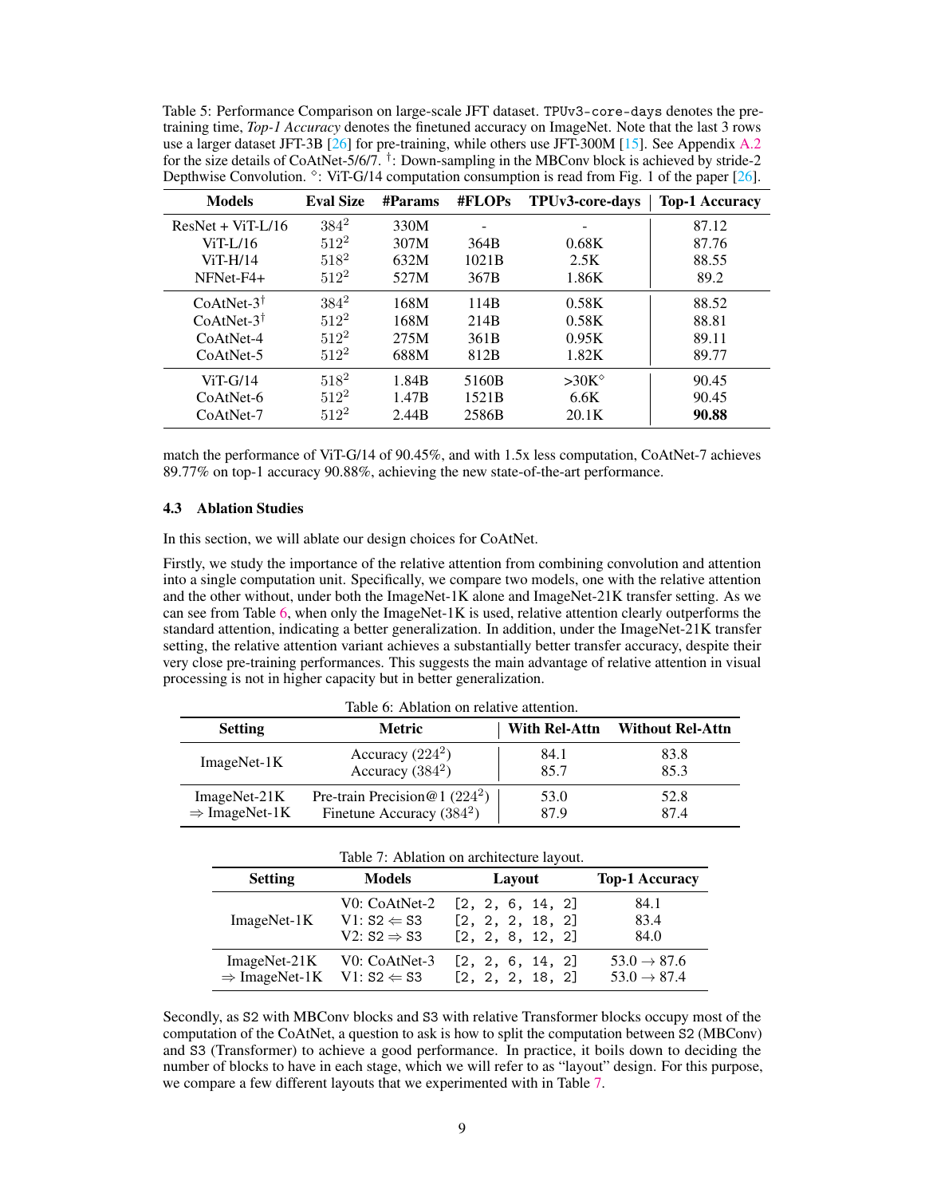Table 5: Performance Comparison on large-scale JFT dataset. `TPUv3-core-days` denotes the pre-training time, *Top-1 Accuracy* denotes the finetuned accuracy on ImageNet. Note that the last 3 rows use a larger dataset JFT-3B [26] for pre-training, while others use JFT-300M [15]. See Appendix A.2 for the size details of CoAtNet-5/6/7. †: Down-sampling in the MBConv block is achieved by stride-2 Depthwise Convolution. ◇: ViT-G/14 computation consumption is read from Fig. 1 of the paper [26].

| Models | Eval Size | #Params | #FLOPs | TPUv3-core-days | Top-1 Accuracy |
|---|---|---|---|---|---|
| ResNet + ViT-L/16 | $384^2$ | 330M | - | - | 87.12 |
| ViT-L/16 | $512^2$ | 307M | 364B | 0.68K | 87.76 |
| ViT-H/14 | $518^2$ | 632M | 1021B | 2.5K | 88.55 |
| NFNet-F4+ | $512^2$ | 527M | 367B | 1.86K | 89.2 |
| CoAtNet-3† | $384^2$ | 168M | 114B | 0.58K | 88.52 |
| CoAtNet-3† | $512^2$ | 168M | 214B | 0.58K | 88.81 |
| CoAtNet-4 | $512^2$ | 275M | 361B | 0.95K | 89.11 |
| CoAtNet-5 | $512^2$ | 688M | 812B | 1.82K | 89.77 |
| ViT-G/14 | $518^2$ | 1.84B | 5160B | >30K◇ | 90.45 |
| CoAtNet-6 | $512^2$ | 1.47B | 1521B | 6.6K | 90.45 |
| CoAtNet-7 | $512^2$ | 2.44B | 2586B | 20.1K | **90.88** |

match the performance of ViT-G/14 of 90.45%, and with 1.5x less computation, CoAtNet-7 achieves 89.77% on top-1 accuracy 90.88%, achieving the new state-of-the-art performance.

### 4.3 Ablation Studies

In this section, we will ablate our design choices for CoAtNet.

Firstly, we study the importance of the relative attention from combining convolution and attention into a single computation unit. Specifically, we compare two models, one with the relative attention and the other without, under both the ImageNet-1K alone and ImageNet-21K transfer setting. As we can see from Table 6, when only the ImageNet-1K is used, relative attention clearly outperforms the standard attention, indicating a better generalization. In addition, under the ImageNet-21K transfer setting, the relative attention variant achieves a substantially better transfer accuracy, despite their very close pre-training performances. This suggests the main advantage of relative attention in visual processing is not in higher capacity but in better generalization.

Table 6: Ablation on relative attention.

| Setting | Metric | With Rel-Attn | Without Rel-Attn |
|---|---|---|---|
| ImageNet-1K | Accuracy ($224^2$) | 84.1 | 83.8 |
| | Accuracy ($384^2$) | 85.7 | 85.3 |
| ImageNet-21K ⇒ ImageNet-1K | Pre-train Precision@1 ($224^2$) | 53.0 | 52.8 |
| | Finetune Accuracy ($384^2$) | 87.9 | 87.4 |

Table 7: Ablation on architecture layout.

| Setting | Models | Layout | Top-1 Accuracy |
|---|---|---|---|
| ImageNet-1K | V0: CoAtNet-2 | `[2, 2, 6, 14, 2]` | 84.1 |
| | V1: `S2` ⇐ `S3` | `[2, 2, 2, 18, 2]` | 83.4 |
| | V2: `S2` ⇒ `S3` | `[2, 2, 8, 12, 2]` | 84.0 |
| ImageNet-21K ⇒ ImageNet-1K | V0: CoAtNet-3 | `[2, 2, 6, 14, 2]` | 53.0 → 87.6 |
| | V1: `S2` ⇐ `S3` | `[2, 2, 2, 18, 2]` | 53.0 → 87.4 |

Secondly, as `S2` with MBConv blocks and `S3` with relative Transformer blocks occupy most of the computation of the CoAtNet, a question to ask is how to split the computation between `S2` (MBConv) and `S3` (Transformer) to achieve a good performance. In practice, it boils down to deciding the number of blocks to have in each stage, which we will refer to as "layout" design. For this purpose, we compare a few different layouts that we experimented with in Table 7.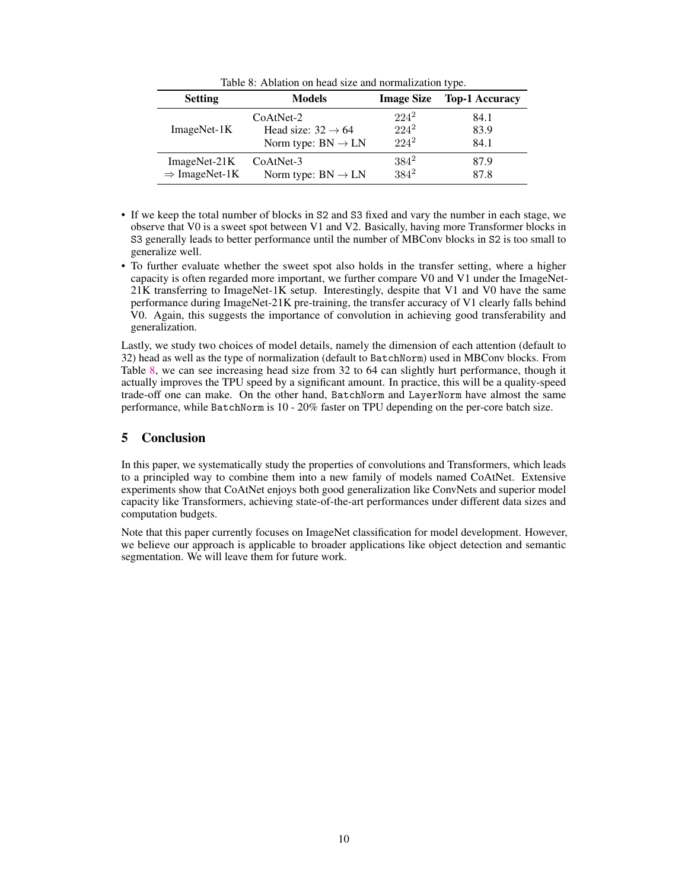Table 8: Ablation on head size and normalization type.

| Setting | Models | Image Size | Top-1 Accuracy |
|---|---|---|---|
| ImageNet-1K | CoAtNet-2 | $224^2$ | 84.1 |
| | Head size: $32 \rightarrow 64$ | $224^2$ | 83.9 |
| | Norm type: BN $\rightarrow$ LN | $224^2$ | 84.1 |
| ImageNet-21K $\Rightarrow$ ImageNet-1K | CoAtNet-3 | $384^2$ | 87.9 |
| | Norm type: BN $\rightarrow$ LN | $384^2$ | 87.8 |

- If we keep the total number of blocks in S2 and S3 fixed and vary the number in each stage, we observe that V0 is a sweet spot between V1 and V2. Basically, having more Transformer blocks in S3 generally leads to better performance until the number of MBConv blocks in S2 is too small to generalize well.
- To further evaluate whether the sweet spot also holds in the transfer setting, where a higher capacity is often regarded more important, we further compare V0 and V1 under the ImageNet-21K transferring to ImageNet-1K setup. Interestingly, despite that V1 and V0 have the same performance during ImageNet-21K pre-training, the transfer accuracy of V1 clearly falls behind V0. Again, this suggests the importance of convolution in achieving good transferability and generalization.

Lastly, we study two choices of model details, namely the dimension of each attention (default to 32) head as well as the type of normalization (default to BatchNorm) used in MBConv blocks. From Table 8, we can see increasing head size from 32 to 64 can slightly hurt performance, though it actually improves the TPU speed by a significant amount. In practice, this will be a quality-speed trade-off one can make. On the other hand, BatchNorm and LayerNorm have almost the same performance, while BatchNorm is 10 - 20% faster on TPU depending on the per-core batch size.

## 5 Conclusion

In this paper, we systematically study the properties of convolutions and Transformers, which leads to a principled way to combine them into a new family of models named CoAtNet. Extensive experiments show that CoAtNet enjoys both good generalization like ConvNets and superior model capacity like Transformers, achieving state-of-the-art performances under different data sizes and computation budgets.

Note that this paper currently focuses on ImageNet classification for model development. However, we believe our approach is applicable to broader applications like object detection and semantic segmentation. We will leave them for future work.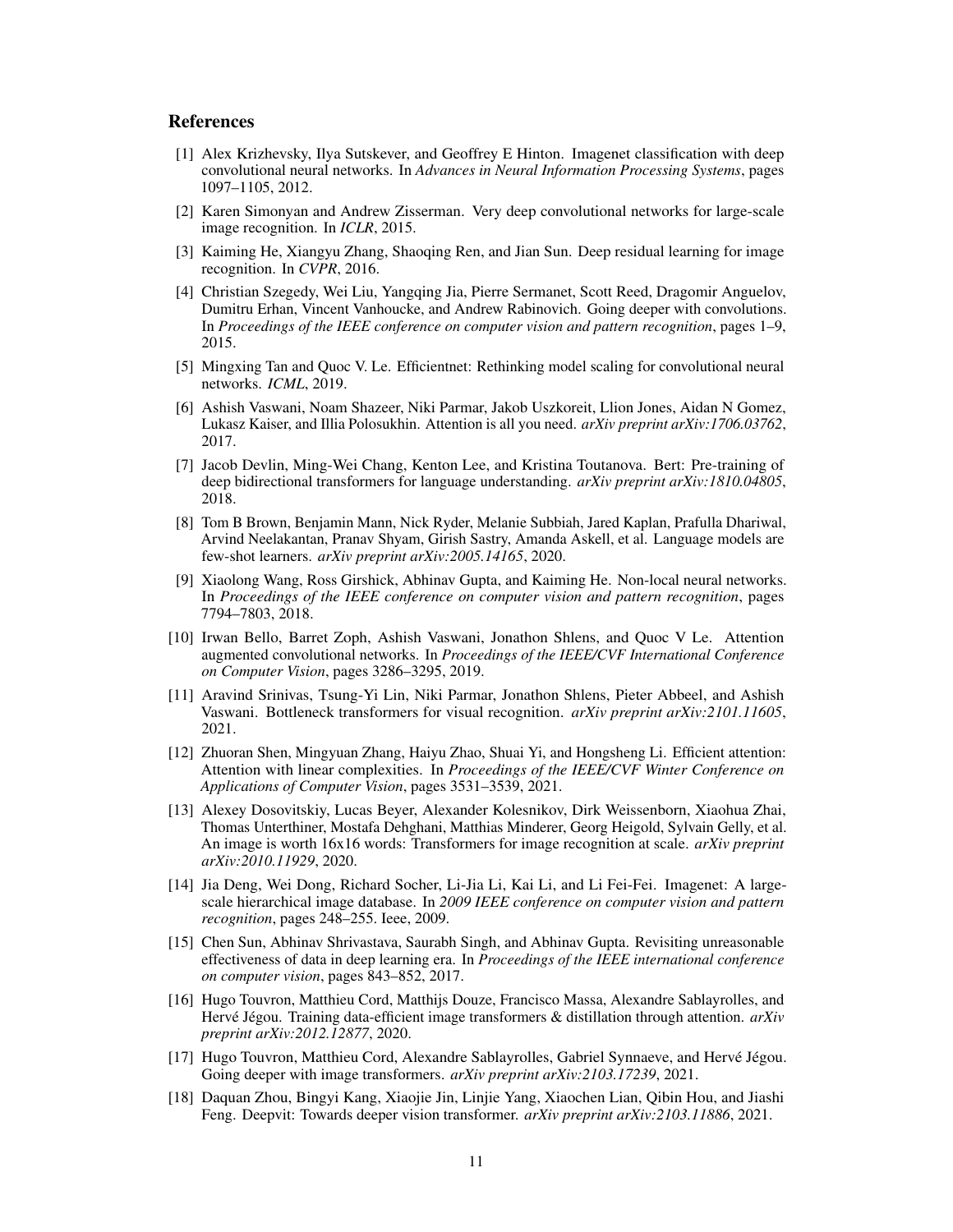## References

[1] Alex Krizhevsky, Ilya Sutskever, and Geoffrey E Hinton. Imagenet classification with deep convolutional neural networks. In *Advances in Neural Information Processing Systems*, pages 1097–1105, 2012.

[2] Karen Simonyan and Andrew Zisserman. Very deep convolutional networks for large-scale image recognition. In *ICLR*, 2015.

[3] Kaiming He, Xiangyu Zhang, Shaoqing Ren, and Jian Sun. Deep residual learning for image recognition. In *CVPR*, 2016.

[4] Christian Szegedy, Wei Liu, Yangqing Jia, Pierre Sermanet, Scott Reed, Dragomir Anguelov, Dumitru Erhan, Vincent Vanhoucke, and Andrew Rabinovich. Going deeper with convolutions. In *Proceedings of the IEEE conference on computer vision and pattern recognition*, pages 1–9, 2015.

[5] Mingxing Tan and Quoc V. Le. Efficientnet: Rethinking model scaling for convolutional neural networks. *ICML*, 2019.

[6] Ashish Vaswani, Noam Shazeer, Niki Parmar, Jakob Uszkoreit, Llion Jones, Aidan N Gomez, Lukasz Kaiser, and Illia Polosukhin. Attention is all you need. *arXiv preprint arXiv:1706.03762*, 2017.

[7] Jacob Devlin, Ming-Wei Chang, Kenton Lee, and Kristina Toutanova. Bert: Pre-training of deep bidirectional transformers for language understanding. *arXiv preprint arXiv:1810.04805*, 2018.

[8] Tom B Brown, Benjamin Mann, Nick Ryder, Melanie Subbiah, Jared Kaplan, Prafulla Dhariwal, Arvind Neelakantan, Pranav Shyam, Girish Sastry, Amanda Askell, et al. Language models are few-shot learners. *arXiv preprint arXiv:2005.14165*, 2020.

[9] Xiaolong Wang, Ross Girshick, Abhinav Gupta, and Kaiming He. Non-local neural networks. In *Proceedings of the IEEE conference on computer vision and pattern recognition*, pages 7794–7803, 2018.

[10] Irwan Bello, Barret Zoph, Ashish Vaswani, Jonathon Shlens, and Quoc V Le. Attention augmented convolutional networks. In *Proceedings of the IEEE/CVF International Conference on Computer Vision*, pages 3286–3295, 2019.

[11] Aravind Srinivas, Tsung-Yi Lin, Niki Parmar, Jonathon Shlens, Pieter Abbeel, and Ashish Vaswani. Bottleneck transformers for visual recognition. *arXiv preprint arXiv:2101.11605*, 2021.

[12] Zhuoran Shen, Mingyuan Zhang, Haiyu Zhao, Shuai Yi, and Hongsheng Li. Efficient attention: Attention with linear complexities. In *Proceedings of the IEEE/CVF Winter Conference on Applications of Computer Vision*, pages 3531–3539, 2021.

[13] Alexey Dosovitskiy, Lucas Beyer, Alexander Kolesnikov, Dirk Weissenborn, Xiaohua Zhai, Thomas Unterthiner, Mostafa Dehghani, Matthias Minderer, Georg Heigold, Sylvain Gelly, et al. An image is worth 16x16 words: Transformers for image recognition at scale. *arXiv preprint arXiv:2010.11929*, 2020.

[14] Jia Deng, Wei Dong, Richard Socher, Li-Jia Li, Kai Li, and Li Fei-Fei. Imagenet: A large-scale hierarchical image database. In *2009 IEEE conference on computer vision and pattern recognition*, pages 248–255. Ieee, 2009.

[15] Chen Sun, Abhinav Shrivastava, Saurabh Singh, and Abhinav Gupta. Revisiting unreasonable effectiveness of data in deep learning era. In *Proceedings of the IEEE international conference on computer vision*, pages 843–852, 2017.

[16] Hugo Touvron, Matthieu Cord, Matthijs Douze, Francisco Massa, Alexandre Sablayrolles, and Hervé Jégou. Training data-efficient image transformers & distillation through attention. *arXiv preprint arXiv:2012.12877*, 2020.

[17] Hugo Touvron, Matthieu Cord, Alexandre Sablayrolles, Gabriel Synnaeve, and Hervé Jégou. Going deeper with image transformers. *arXiv preprint arXiv:2103.17239*, 2021.

[18] Daquan Zhou, Bingyi Kang, Xiaojie Jin, Linjie Yang, Xiaochen Lian, Qibin Hou, and Jiashi Feng. Deepvit: Towards deeper vision transformer. *arXiv preprint arXiv:2103.11886*, 2021.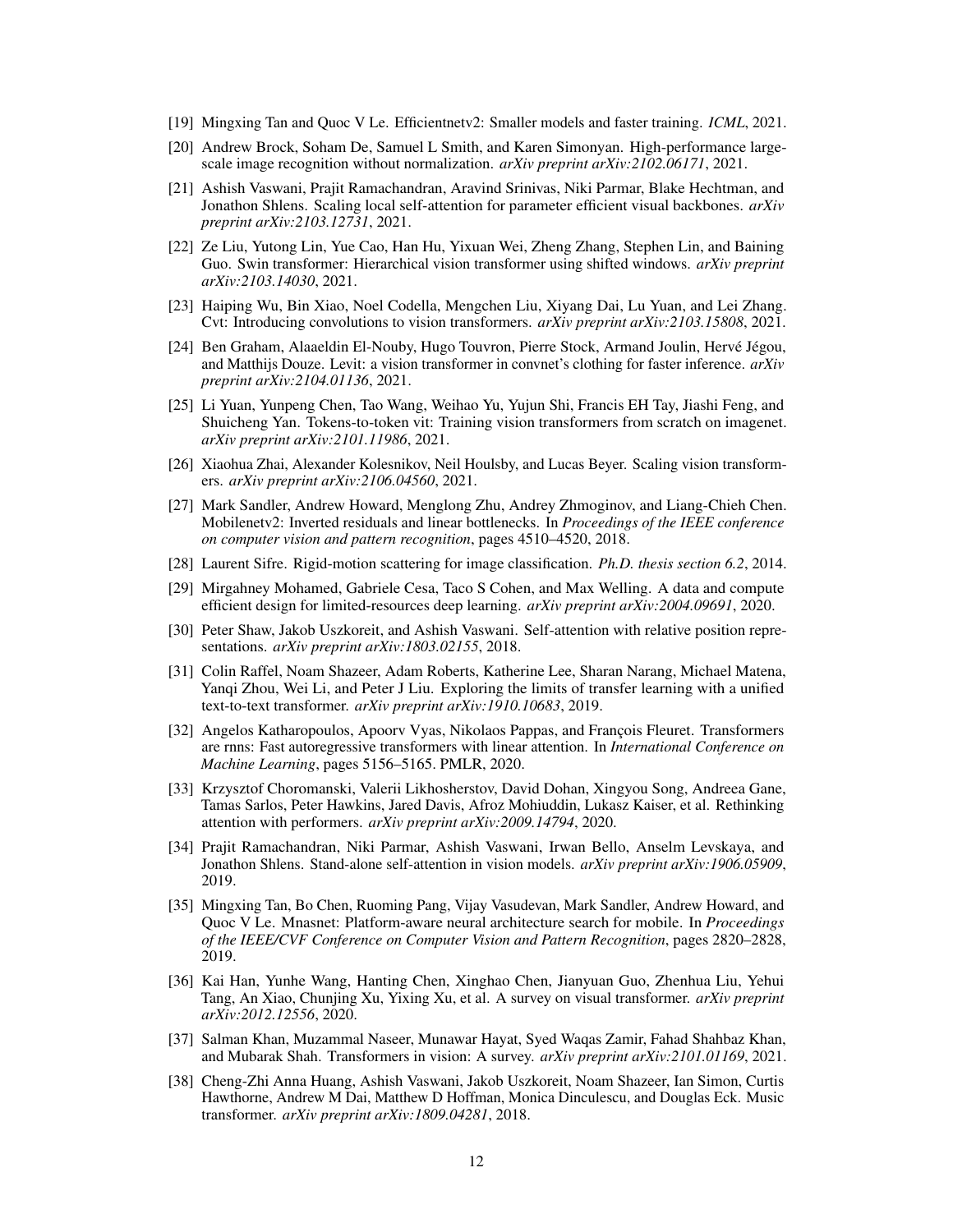[19] Mingxing Tan and Quoc V Le. Efficientnetv2: Smaller models and faster training. *ICML*, 2021.

[20] Andrew Brock, Soham De, Samuel L Smith, and Karen Simonyan. High-performance large-scale image recognition without normalization. *arXiv preprint arXiv:2102.06171*, 2021.

[21] Ashish Vaswani, Prajit Ramachandran, Aravind Srinivas, Niki Parmar, Blake Hechtman, and Jonathon Shlens. Scaling local self-attention for parameter efficient visual backbones. *arXiv preprint arXiv:2103.12731*, 2021.

[22] Ze Liu, Yutong Lin, Yue Cao, Han Hu, Yixuan Wei, Zheng Zhang, Stephen Lin, and Baining Guo. Swin transformer: Hierarchical vision transformer using shifted windows. *arXiv preprint arXiv:2103.14030*, 2021.

[23] Haiping Wu, Bin Xiao, Noel Codella, Mengchen Liu, Xiyang Dai, Lu Yuan, and Lei Zhang. Cvt: Introducing convolutions to vision transformers. *arXiv preprint arXiv:2103.15808*, 2021.

[24] Ben Graham, Alaaeldin El-Nouby, Hugo Touvron, Pierre Stock, Armand Joulin, Hervé Jégou, and Matthijs Douze. Levit: a vision transformer in convnet's clothing for faster inference. *arXiv preprint arXiv:2104.01136*, 2021.

[25] Li Yuan, Yunpeng Chen, Tao Wang, Weihao Yu, Yujun Shi, Francis EH Tay, Jiashi Feng, and Shuicheng Yan. Tokens-to-token vit: Training vision transformers from scratch on imagenet. *arXiv preprint arXiv:2101.11986*, 2021.

[26] Xiaohua Zhai, Alexander Kolesnikov, Neil Houlsby, and Lucas Beyer. Scaling vision transformers. *arXiv preprint arXiv:2106.04560*, 2021.

[27] Mark Sandler, Andrew Howard, Menglong Zhu, Andrey Zhmoginov, and Liang-Chieh Chen. Mobilenetv2: Inverted residuals and linear bottlenecks. In *Proceedings of the IEEE conference on computer vision and pattern recognition*, pages 4510–4520, 2018.

[28] Laurent Sifre. Rigid-motion scattering for image classification. *Ph.D. thesis section 6.2*, 2014.

[29] Mirgahney Mohamed, Gabriele Cesa, Taco S Cohen, and Max Welling. A data and compute efficient design for limited-resources deep learning. *arXiv preprint arXiv:2004.09691*, 2020.

[30] Peter Shaw, Jakob Uszkoreit, and Ashish Vaswani. Self-attention with relative position representations. *arXiv preprint arXiv:1803.02155*, 2018.

[31] Colin Raffel, Noam Shazeer, Adam Roberts, Katherine Lee, Sharan Narang, Michael Matena, Yanqi Zhou, Wei Li, and Peter J Liu. Exploring the limits of transfer learning with a unified text-to-text transformer. *arXiv preprint arXiv:1910.10683*, 2019.

[32] Angelos Katharopoulos, Apoorv Vyas, Nikolaos Pappas, and François Fleuret. Transformers are rnns: Fast autoregressive transformers with linear attention. In *International Conference on Machine Learning*, pages 5156–5165. PMLR, 2020.

[33] Krzysztof Choromanski, Valerii Likhosherstov, David Dohan, Xingyou Song, Andreea Gane, Tamas Sarlos, Peter Hawkins, Jared Davis, Afroz Mohiuddin, Lukasz Kaiser, et al. Rethinking attention with performers. *arXiv preprint arXiv:2009.14794*, 2020.

[34] Prajit Ramachandran, Niki Parmar, Ashish Vaswani, Irwan Bello, Anselm Levskaya, and Jonathon Shlens. Stand-alone self-attention in vision models. *arXiv preprint arXiv:1906.05909*, 2019.

[35] Mingxing Tan, Bo Chen, Ruoming Pang, Vijay Vasudevan, Mark Sandler, Andrew Howard, and Quoc V Le. Mnasnet: Platform-aware neural architecture search for mobile. In *Proceedings of the IEEE/CVF Conference on Computer Vision and Pattern Recognition*, pages 2820–2828, 2019.

[36] Kai Han, Yunhe Wang, Hanting Chen, Xinghao Chen, Jianyuan Guo, Zhenhua Liu, Yehui Tang, An Xiao, Chunjing Xu, Yixing Xu, et al. A survey on visual transformer. *arXiv preprint arXiv:2012.12556*, 2020.

[37] Salman Khan, Muzammal Naseer, Munawar Hayat, Syed Waqas Zamir, Fahad Shahbaz Khan, and Mubarak Shah. Transformers in vision: A survey. *arXiv preprint arXiv:2101.01169*, 2021.

[38] Cheng-Zhi Anna Huang, Ashish Vaswani, Jakob Uszkoreit, Noam Shazeer, Ian Simon, Curtis Hawthorne, Andrew M Dai, Matthew D Hoffman, Monica Dinculescu, and Douglas Eck. Music transformer. *arXiv preprint arXiv:1809.04281*, 2018.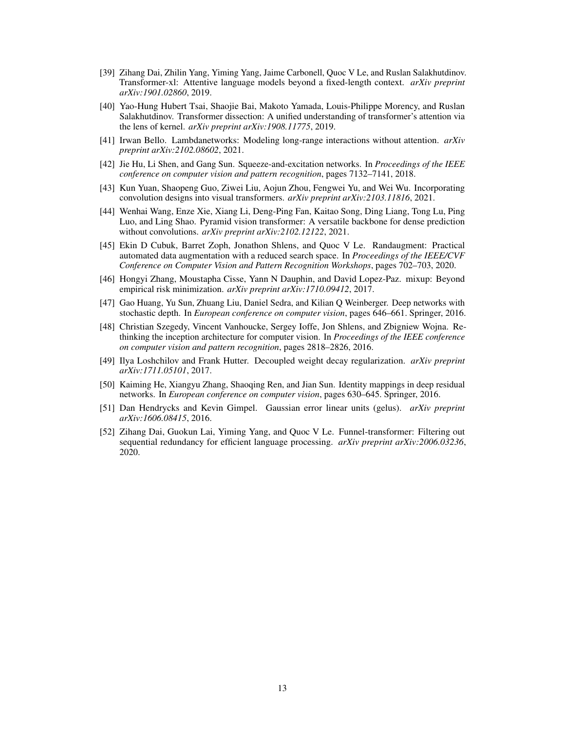[39] Zihang Dai, Zhilin Yang, Yiming Yang, Jaime Carbonell, Quoc V Le, and Ruslan Salakhutdinov. Transformer-xl: Attentive language models beyond a fixed-length context. *arXiv preprint arXiv:1901.02860*, 2019.

[40] Yao-Hung Hubert Tsai, Shaojie Bai, Makoto Yamada, Louis-Philippe Morency, and Ruslan Salakhutdinov. Transformer dissection: A unified understanding of transformer's attention via the lens of kernel. *arXiv preprint arXiv:1908.11775*, 2019.

[41] Irwan Bello. Lambdanetworks: Modeling long-range interactions without attention. *arXiv preprint arXiv:2102.08602*, 2021.

[42] Jie Hu, Li Shen, and Gang Sun. Squeeze-and-excitation networks. In *Proceedings of the IEEE conference on computer vision and pattern recognition*, pages 7132–7141, 2018.

[43] Kun Yuan, Shaopeng Guo, Ziwei Liu, Aojun Zhou, Fengwei Yu, and Wei Wu. Incorporating convolution designs into visual transformers. *arXiv preprint arXiv:2103.11816*, 2021.

[44] Wenhai Wang, Enze Xie, Xiang Li, Deng-Ping Fan, Kaitao Song, Ding Liang, Tong Lu, Ping Luo, and Ling Shao. Pyramid vision transformer: A versatile backbone for dense prediction without convolutions. *arXiv preprint arXiv:2102.12122*, 2021.

[45] Ekin D Cubuk, Barret Zoph, Jonathon Shlens, and Quoc V Le. Randaugment: Practical automated data augmentation with a reduced search space. In *Proceedings of the IEEE/CVF Conference on Computer Vision and Pattern Recognition Workshops*, pages 702–703, 2020.

[46] Hongyi Zhang, Moustapha Cisse, Yann N Dauphin, and David Lopez-Paz. mixup: Beyond empirical risk minimization. *arXiv preprint arXiv:1710.09412*, 2017.

[47] Gao Huang, Yu Sun, Zhuang Liu, Daniel Sedra, and Kilian Q Weinberger. Deep networks with stochastic depth. In *European conference on computer vision*, pages 646–661. Springer, 2016.

[48] Christian Szegedy, Vincent Vanhoucke, Sergey Ioffe, Jon Shlens, and Zbigniew Wojna. Rethinking the inception architecture for computer vision. In *Proceedings of the IEEE conference on computer vision and pattern recognition*, pages 2818–2826, 2016.

[49] Ilya Loshchilov and Frank Hutter. Decoupled weight decay regularization. *arXiv preprint arXiv:1711.05101*, 2017.

[50] Kaiming He, Xiangyu Zhang, Shaoqing Ren, and Jian Sun. Identity mappings in deep residual networks. In *European conference on computer vision*, pages 630–645. Springer, 2016.

[51] Dan Hendrycks and Kevin Gimpel. Gaussian error linear units (gelus). *arXiv preprint arXiv:1606.08415*, 2016.

[52] Zihang Dai, Guokun Lai, Yiming Yang, and Quoc V Le. Funnel-transformer: Filtering out sequential redundancy for efficient language processing. *arXiv preprint arXiv:2006.03236*, 2020.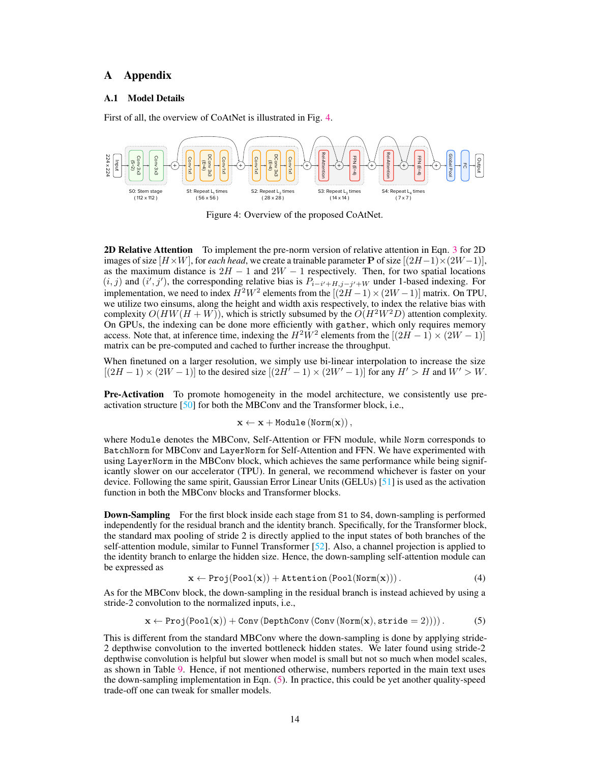# A Appendix

## A.1 Model Details

First of all, the overview of CoAtNet is illustrated in Fig. 4.

Figure 4: Overview of the proposed CoAtNet.

**2D Relative Attention** To implement the pre-norm version of relative attention in Eqn. 3 for 2D images of size $[H \times W]$, for *each head*, we create a trainable parameter $\mathbf{P}$ of size $[(2H-1) \times (2W-1)]$, as the maximum distance is $2H - 1$ and $2W - 1$ respectively. Then, for two spatial locations $(i, j)$ and $(i', j')$, the corresponding relative bias is $P_{i-i'+H, j-j'+W}$ under 1-based indexing. For implementation, we need to index $H^2W^2$ elements from the $[(2H-1) \times (2W-1)]$ matrix. On TPU, we utilize two einsums, along the height and width axis respectively, to index the relative bias with complexity $O(HW(H+W))$, which is strictly subsumed by the $O(H^2W^2D)$ attention complexity. On GPUs, the indexing can be done more efficiently with `gather`, which only requires memory access. Note that, at inference time, indexing the $H^2W^2$ elements from the $[(2H-1) \times (2W-1)]$ matrix can be pre-computed and cached to further increase the throughput.

When finetuned on a larger resolution, we simply use bi-linear interpolation to increase the size $[(2H-1) \times (2W-1)]$ to the desired size $[(2H'-1) \times (2W'-1)]$ for any $H' > H$ and $W' > W$.

**Pre-Activation** To promote homogeneity in the model architecture, we consistently use pre-activation structure [50] for both the MBConv and the Transformer block, i.e.,

$$\mathbf{x} \leftarrow \mathbf{x} + \texttt{Module}\left(\texttt{Norm}(\mathbf{x})\right),$$

where `Module` denotes the MBConv, Self-Attention or FFN module, while `Norm` corresponds to `BatchNorm` for MBConv and `LayerNorm` for Self-Attention and FFN. We have experimented with using `LayerNorm` in the MBConv block, which achieves the same performance while being significantly slower on our accelerator (TPU). In general, we recommend whichever is faster on your device. Following the same spirit, Gaussian Error Linear Units (GELUs) [51] is used as the activation function in both the MBConv blocks and Transformer blocks.

**Down-Sampling** For the first block inside each stage from `S1` to `S4`, down-sampling is performed independently for the residual branch and the identity branch. Specifically, for the Transformer block, the standard max pooling of stride 2 is directly applied to the input states of both branches of the self-attention module, similar to Funnel Transformer [52]. Also, a channel projection is applied to the identity branch to enlarge the hidden size. Hence, the down-sampling self-attention module can be expressed as

$$\mathbf{x} \leftarrow \texttt{Proj}(\texttt{Pool}(\mathbf{x})) + \texttt{Attention}\left(\texttt{Pool}(\texttt{Norm}(\mathbf{x}))\right). \tag{4}$$

As for the MBConv block, the down-sampling in the residual branch is instead achieved by using a stride-2 convolution to the normalized inputs, i.e.,

$$\mathbf{x} \leftarrow \texttt{Proj}(\texttt{Pool}(\mathbf{x})) + \texttt{Conv}\left(\texttt{DepthConv}\left(\texttt{Conv}\left(\texttt{Norm}(\mathbf{x}), \texttt{stride} = 2\right)\right)\right). \tag{5}$$

This is different from the standard MBConv where the down-sampling is done by applying stride-2 depthwise convolution to the inverted bottleneck hidden states. We later found using stride-2 depthwise convolution is helpful but slower when model is small but not so much when model scales, as shown in Table 9. Hence, if not mentioned otherwise, numbers reported in the main text uses the down-sampling implementation in Eqn. (5). In practice, this could be yet another quality-speed trade-off one can tweak for smaller models.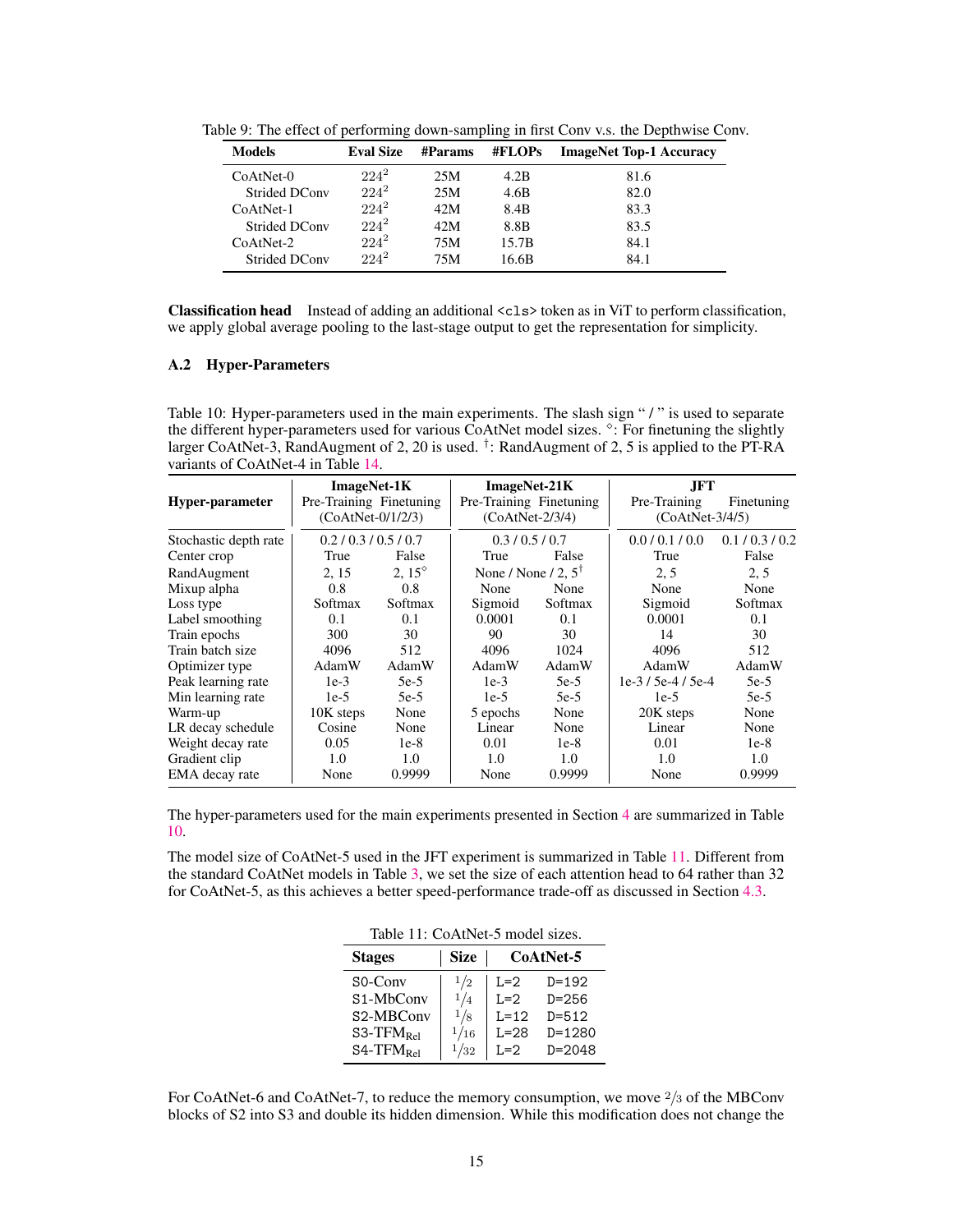Table 9: The effect of performing down-sampling in first Conv v.s. the Depthwise Conv.

| Models | Eval Size | #Params | #FLOPs | ImageNet Top-1 Accuracy |
|---|---|---|---|---|
| CoAtNet-0 | $224^2$ | 25M | 4.2B | 81.6 |
| Strided DConv | $224^2$ | 25M | 4.6B | 82.0 |
| CoAtNet-1 | $224^2$ | 42M | 8.4B | 83.3 |
| Strided DConv | $224^2$ | 42M | 8.8B | 83.5 |
| CoAtNet-2 | $224^2$ | 75M | 15.7B | 84.1 |
| Strided DConv | $224^2$ | 75M | 16.6B | 84.1 |

**Classification head** Instead of adding an additional `<cls>` token as in ViT to perform classification, we apply global average pooling to the last-stage output to get the representation for simplicity.

### A.2 Hyper-Parameters

Table 10: Hyper-parameters used in the main experiments. The slash sign " / " is used to separate the different hyper-parameters used for various CoAtNet model sizes. $^{\diamond}$: For finetuning the slightly larger CoAtNet-3, RandAugment of 2, 20 is used. $^{\dagger}$: RandAugment of 2, 5 is applied to the PT-RA variants of CoAtNet-4 in Table 14.

| Hyper-parameter | ImageNet-1K Pre-Training (CoAtNet-0/1/2/3) | ImageNet-1K Finetuning (CoAtNet-0/1/2/3) | ImageNet-21K Pre-Training (CoAtNet-2/3/4) | ImageNet-21K Finetuning (CoAtNet-2/3/4) | JFT Pre-Training (CoAtNet-3/4/5) | JFT Finetuning (CoAtNet-3/4/5) |
|---|---|---|---|---|---|---|
| Stochastic depth rate | 0.2 / 0.3 / 0.5 / 0.7 | | 0.3 / 0.5 / 0.7 | | 0.0 / 0.1 / 0.0 | 0.1 / 0.3 / 0.2 |
| Center crop | True | False | True | False | True | False |
| RandAugment | 2, 15 | 2, 15$^{\diamond}$ | None / None / 2, 5$^{\dagger}$ | | 2, 5 | 2, 5 |
| Mixup alpha | 0.8 | 0.8 | None | None | None | None |
| Loss type | Softmax | Softmax | Sigmoid | Softmax | Sigmoid | Softmax |
| Label smoothing | 0.1 | 0.1 | 0.0001 | 0.1 | 0.0001 | 0.1 |
| Train epochs | 300 | 30 | 90 | 30 | 14 | 30 |
| Train batch size | 4096 | 512 | 4096 | 1024 | 4096 | 512 |
| Optimizer type | AdamW | AdamW | AdamW | AdamW | AdamW | AdamW |
| Peak learning rate | 1e-3 | 5e-5 | 1e-3 | 5e-5 | 1e-3 / 5e-4 / 5e-4 | 5e-5 |
| Min learning rate | 1e-5 | 5e-5 | 1e-5 | 5e-5 | 1e-5 | 5e-5 |
| Warm-up | 10K steps | None | 5 epochs | None | 20K steps | None |
| LR decay schedule | Cosine | None | Linear | None | Linear | None |
| Weight decay rate | 0.05 | 1e-8 | 0.01 | 1e-8 | 0.01 | 1e-8 |
| Gradient clip | 1.0 | 1.0 | 1.0 | 1.0 | 1.0 | 1.0 |
| EMA decay rate | None | 0.9999 | None | 0.9999 | None | 0.9999 |

The hyper-parameters used for the main experiments presented in Section 4 are summarized in Table 10.

The model size of CoAtNet-5 used in the JFT experiment is summarized in Table 11. Different from the standard CoAtNet models in Table 3, we set the size of each attention head to 64 rather than 32 for CoAtNet-5, as this achieves a better speed-performance trade-off as discussed in Section 4.3.

Table 11: CoAtNet-5 model sizes.

| Stages | Size | CoAtNet-5 | |
|---|---|---|---|
| S0-Conv | $1/2$ | L=2 | D=192 |
| S1-MbConv | $1/4$ | L=2 | D=256 |
| S2-MBConv | $1/8$ | L=12 | D=512 |
| S3-$\text{TFM}_{\text{Rel}}$ | $1/16$ | L=28 | D=1280 |
| S4-$\text{TFM}_{\text{Rel}}$ | $1/32$ | L=2 | D=2048 |

For CoAtNet-6 and CoAtNet-7, to reduce the memory consumption, we move $2/3$ of the MBConv blocks of S2 into S3 and double its hidden dimension. While this modification does not change the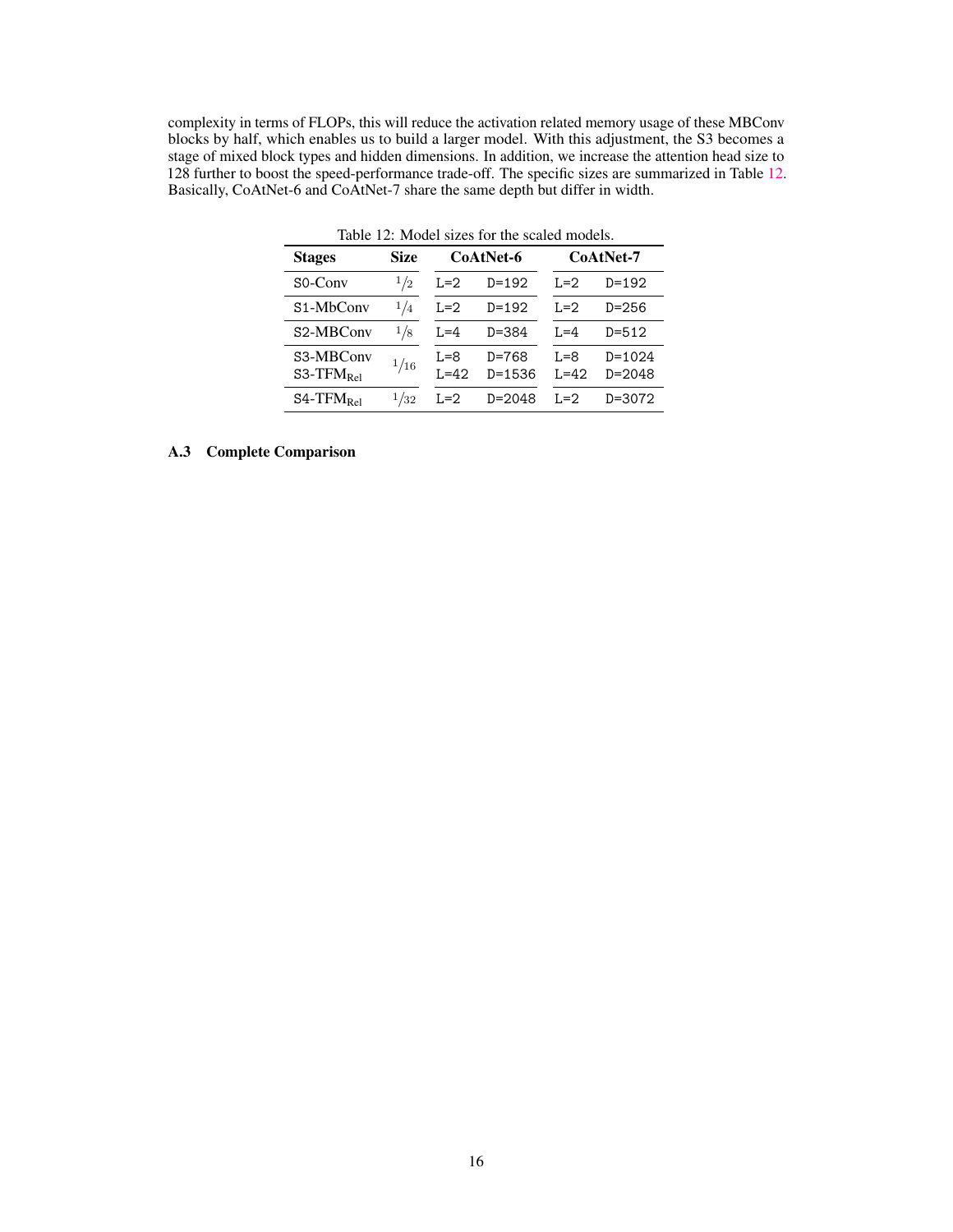complexity in terms of FLOPs, this will reduce the activation related memory usage of these MBConv blocks by half, which enables us to build a larger model. With this adjustment, the S3 becomes a stage of mixed block types and hidden dimensions. In addition, we increase the attention head size to 128 further to boost the speed-performance trade-off. The specific sizes are summarized in Table 12. Basically, CoAtNet-6 and CoAtNet-7 share the same depth but differ in width.

Table 12: Model sizes for the scaled models.

| **Stages** | **Size** | **CoAtNet-6** | | **CoAtNet-7** | |
|---|---|---|---|---|---|
| S0-Conv | $1/2$ | L=2 | D=192 | L=2 | D=192 |
| S1-MbConv | $1/4$ | L=2 | D=192 | L=2 | D=256 |
| S2-MBConv | $1/8$ | L=4 | D=384 | L=4 | D=512 |
| S3-MBConv | $1/16$ | L=8 | D=768 | L=8 | D=1024 |
| S3-$\text{TFM}_{\text{Rel}}$ | | L=42 | D=1536 | L=42 | D=2048 |
| S4-$\text{TFM}_{\text{Rel}}$ | $1/32$ | L=2 | D=2048 | L=2 | D=3072 |

### A.3 Complete Comparison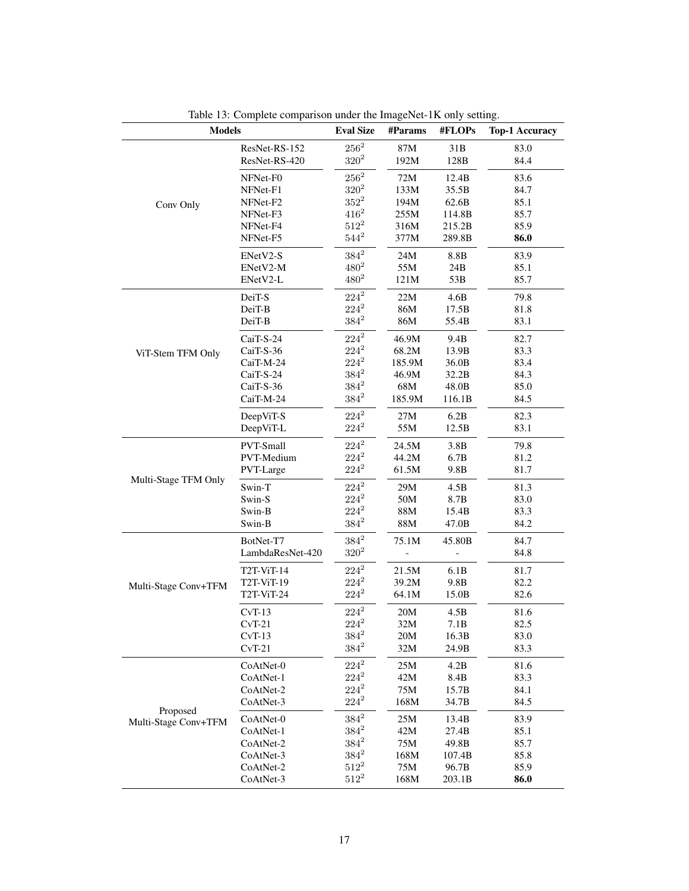Table 13: Complete comparison under the ImageNet-1K only setting.

| Models | | Eval Size | #Params | #FLOPs | Top-1 Accuracy |
|---|---|---|---|---|---|
| Conv Only | ResNet-RS-152 | $256^2$ | 87M | 31B | 83.0 |
| | ResNet-RS-420 | $320^2$ | 192M | 128B | 84.4 |
| | NFNet-F0 | $256^2$ | 72M | 12.4B | 83.6 |
| | NFNet-F1 | $320^2$ | 133M | 35.5B | 84.7 |
| | NFNet-F2 | $352^2$ | 194M | 62.6B | 85.1 |
| | NFNet-F3 | $416^2$ | 255M | 114.8B | 85.7 |
| | NFNet-F4 | $512^2$ | 316M | 215.2B | 85.9 |
| | NFNet-F5 | $544^2$ | 377M | 289.8B | **86.0** |
| | ENetV2-S | $384^2$ | 24M | 8.8B | 83.9 |
| | ENetV2-M | $480^2$ | 55M | 24B | 85.1 |
| | ENetV2-L | $480^2$ | 121M | 53B | 85.7 |
| ViT-Stem TFM Only | DeiT-S | $224^2$ | 22M | 4.6B | 79.8 |
| | DeiT-B | $224^2$ | 86M | 17.5B | 81.8 |
| | DeiT-B | $384^2$ | 86M | 55.4B | 83.1 |
| | CaiT-S-24 | $224^2$ | 46.9M | 9.4B | 82.7 |
| | CaiT-S-36 | $224^2$ | 68.2M | 13.9B | 83.3 |
| | CaiT-M-24 | $224^2$ | 185.9M | 36.0B | 83.4 |
| | CaiT-S-24 | $384^2$ | 46.9M | 32.2B | 84.3 |
| | CaiT-S-36 | $384^2$ | 68M | 48.0B | 85.0 |
| | CaiT-M-24 | $384^2$ | 185.9M | 116.1B | 84.5 |
| | DeepViT-S | $224^2$ | 27M | 6.2B | 82.3 |
| | DeepViT-L | $224^2$ | 55M | 12.5B | 83.1 |
| Multi-Stage TFM Only | PVT-Small | $224^2$ | 24.5M | 3.8B | 79.8 |
| | PVT-Medium | $224^2$ | 44.2M | 6.7B | 81.2 |
| | PVT-Large | $224^2$ | 61.5M | 9.8B | 81.7 |
| | Swin-T | $224^2$ | 29M | 4.5B | 81.3 |
| | Swin-S | $224^2$ | 50M | 8.7B | 83.0 |
| | Swin-B | $224^2$ | 88M | 15.4B | 83.3 |
| | Swin-B | $384^2$ | 88M | 47.0B | 84.2 |
| Multi-Stage Conv+TFM | BotNet-T7 | $384^2$ | 75.1M | 45.80B | 84.7 |
| | LambdaResNet-420 | $320^2$ | - | - | 84.8 |
| | T2T-ViT-14 | $224^2$ | 21.5M | 6.1B | 81.7 |
| | T2T-ViT-19 | $224^2$ | 39.2M | 9.8B | 82.2 |
| | T2T-ViT-24 | $224^2$ | 64.1M | 15.0B | 82.6 |
| | CvT-13 | $224^2$ | 20M | 4.5B | 81.6 |
| | CvT-21 | $224^2$ | 32M | 7.1B | 82.5 |
| | CvT-13 | $384^2$ | 20M | 16.3B | 83.0 |
| | CvT-21 | $384^2$ | 32M | 24.9B | 83.3 |
| Proposed Multi-Stage Conv+TFM | CoAtNet-0 | $224^2$ | 25M | 4.2B | 81.6 |
| | CoAtNet-1 | $224^2$ | 42M | 8.4B | 83.3 |
| | CoAtNet-2 | $224^2$ | 75M | 15.7B | 84.1 |
| | CoAtNet-3 | $224^2$ | 168M | 34.7B | 84.5 |
| | CoAtNet-0 | $384^2$ | 25M | 13.4B | 83.9 |
| | CoAtNet-1 | $384^2$ | 42M | 27.4B | 85.1 |
| | CoAtNet-2 | $384^2$ | 75M | 49.8B | 85.7 |
| | CoAtNet-3 | $384^2$ | 168M | 107.4B | 85.8 |
| | CoAtNet-2 | $512^2$ | 75M | 96.7B | 85.9 |
| | CoAtNet-3 | $512^2$ | 168M | 203.1B | **86.0** |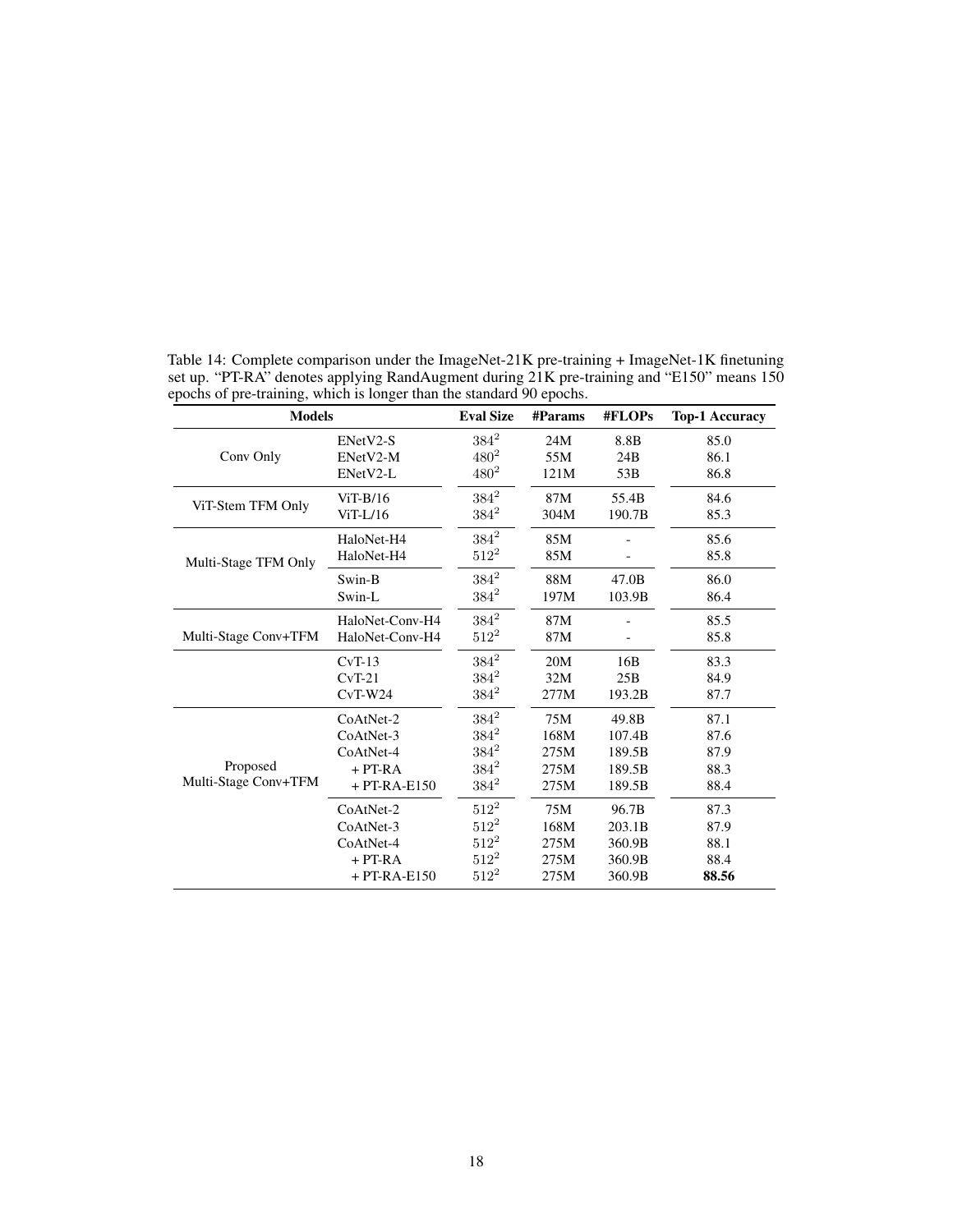Table 14: Complete comparison under the ImageNet-21K pre-training + ImageNet-1K finetuning set up. "PT-RA" denotes applying RandAugment during 21K pre-training and "E150" means 150 epochs of pre-training, which is longer than the standard 90 epochs.

| Models | | Eval Size | #Params | #FLOPs | Top-1 Accuracy |
|---|---|---|---|---|---|
| Conv Only | ENetV2-S | $384^2$ | 24M | 8.8B | 85.0 |
| | ENetV2-M | $480^2$ | 55M | 24B | 86.1 |
| | ENetV2-L | $480^2$ | 121M | 53B | 86.8 |
| ViT-Stem TFM Only | ViT-B/16 | $384^2$ | 87M | 55.4B | 84.6 |
| | ViT-L/16 | $384^2$ | 304M | 190.7B | 85.3 |
| Multi-Stage TFM Only | HaloNet-H4 | $384^2$ | 85M | - | 85.6 |
| | HaloNet-H4 | $512^2$ | 85M | - | 85.8 |
| | Swin-B | $384^2$ | 88M | 47.0B | 86.0 |
| | Swin-L | $384^2$ | 197M | 103.9B | 86.4 |
| Multi-Stage Conv+TFM | HaloNet-Conv-H4 | $384^2$ | 87M | - | 85.5 |
| | HaloNet-Conv-H4 | $512^2$ | 87M | - | 85.8 |
| | CvT-13 | $384^2$ | 20M | 16B | 83.3 |
| | CvT-21 | $384^2$ | 32M | 25B | 84.9 |
| | CvT-W24 | $384^2$ | 277M | 193.2B | 87.7 |
| Proposed Multi-Stage Conv+TFM | CoAtNet-2 | $384^2$ | 75M | 49.8B | 87.1 |
| | CoAtNet-3 | $384^2$ | 168M | 107.4B | 87.6 |
| | CoAtNet-4 | $384^2$ | 275M | 189.5B | 87.9 |
| | + PT-RA | $384^2$ | 275M | 189.5B | 88.3 |
| | + PT-RA-E150 | $384^2$ | 275M | 189.5B | 88.4 |
| | CoAtNet-2 | $512^2$ | 75M | 96.7B | 87.3 |
| | CoAtNet-3 | $512^2$ | 168M | 203.1B | 87.9 |
| | CoAtNet-4 | $512^2$ | 275M | 360.9B | 88.1 |
| | + PT-RA | $512^2$ | 275M | 360.9B | 88.4 |
| | + PT-RA-E150 | $512^2$ | 275M | 360.9B | **88.56** |